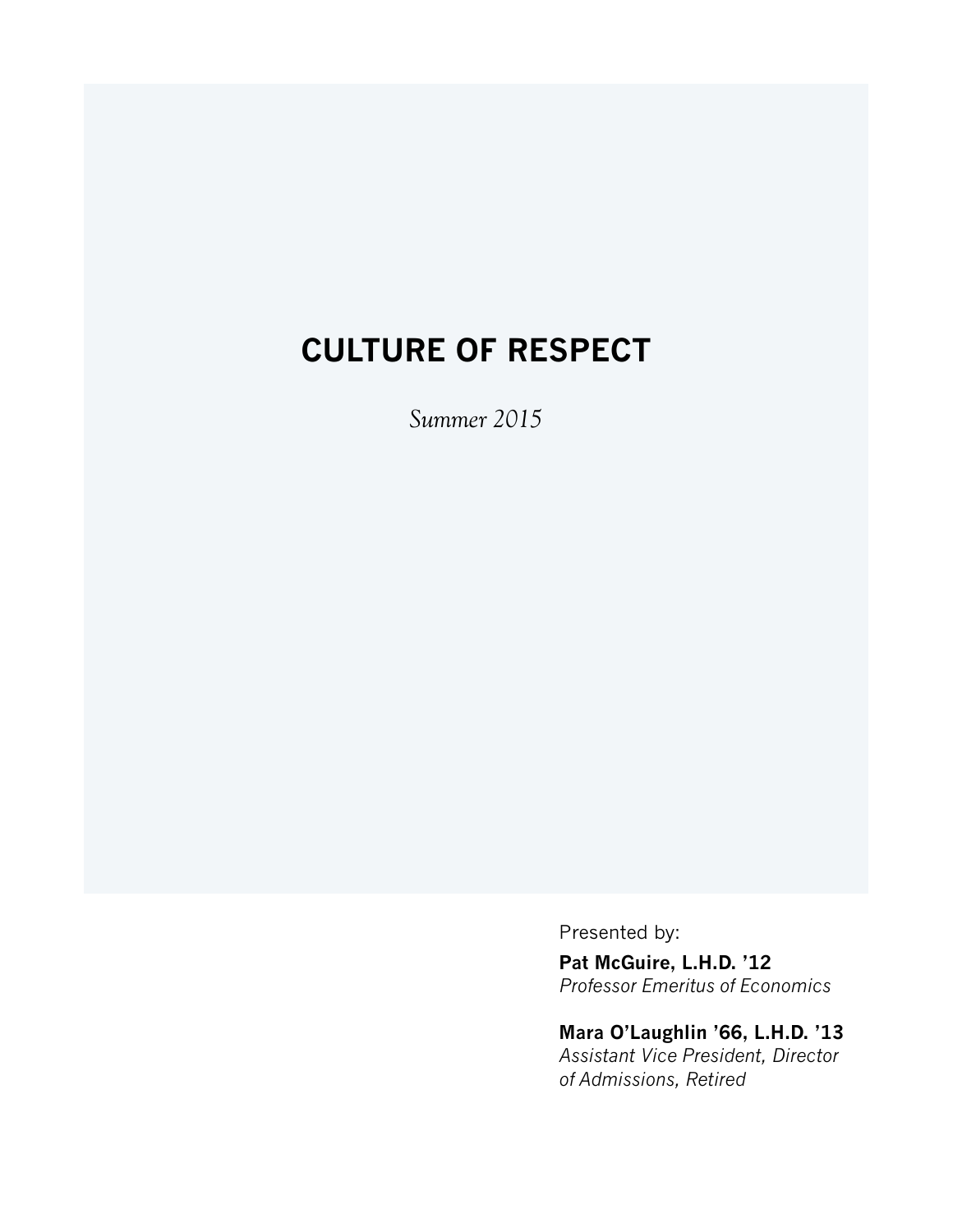# CULTURE OF RESPECT

*Summer 2015*

Presented by:

**Pat McGuire, L.H.D. '12**
*Professor Emeritus of Economics*

**Mara O'Laughlin '66, L.H.D. '13**
*Assistant Vice President, Director of Admissions, Retired*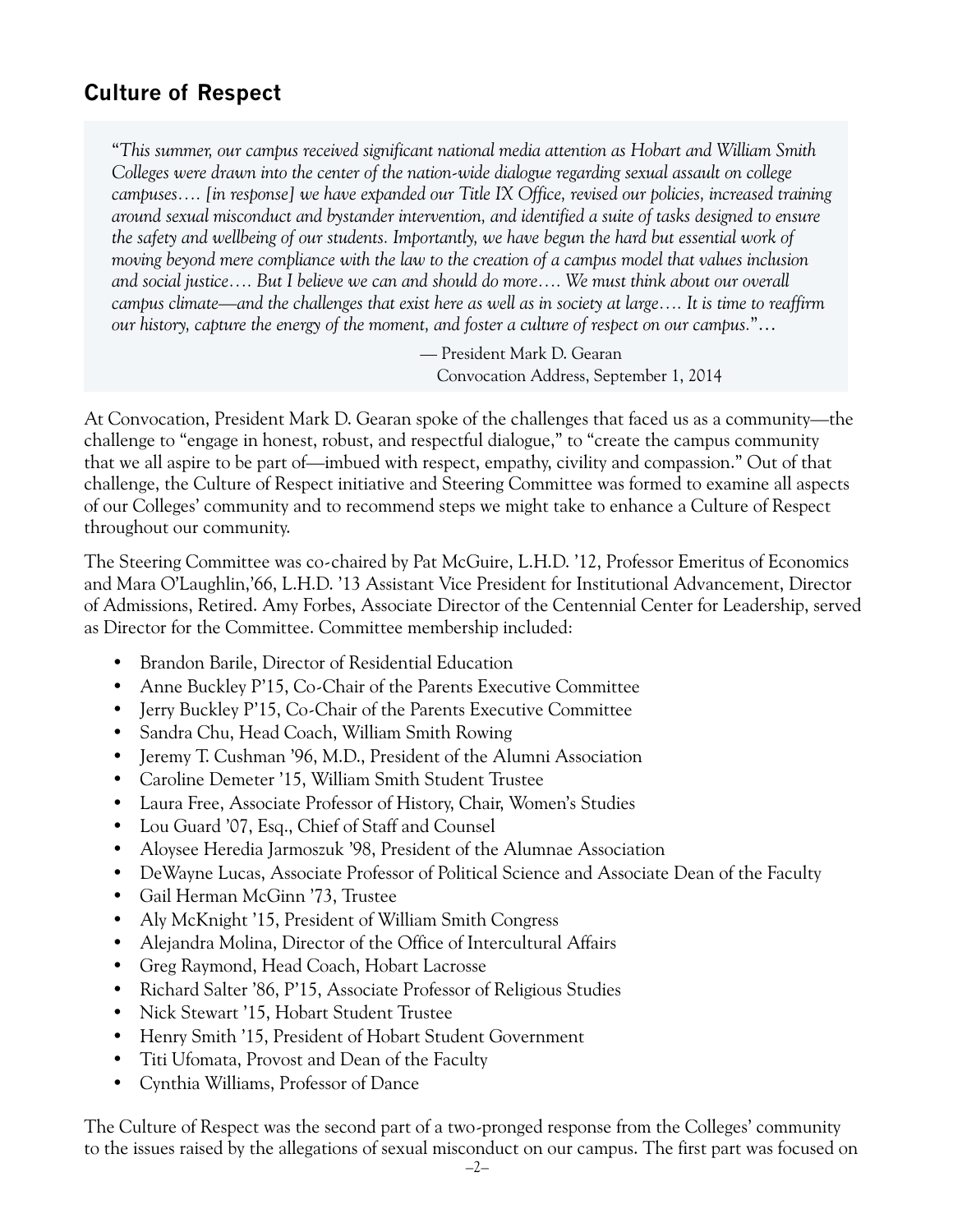## Culture of Respect

> "*This summer, our campus received significant national media attention as Hobart and William Smith Colleges were drawn into the center of the nation-wide dialogue regarding sexual assault on college campuses…. [in response] we have expanded our Title IX Office, revised our policies, increased training around sexual misconduct and bystander intervention, and identified a suite of tasks designed to ensure the safety and wellbeing of our students. Importantly, we have begun the hard but essential work of moving beyond mere compliance with the law to the creation of a campus model that values inclusion and social justice…. But I believe we can and should do more…. We must think about our overall campus climate—and the challenges that exist here as well as in society at large…. It is time to reaffirm our history, capture the energy of the moment, and foster a culture of respect on our campus.*"…
>
> — President Mark D. Gearan
> Convocation Address, September 1, 2014

At Convocation, President Mark D. Gearan spoke of the challenges that faced us as a community—the challenge to "engage in honest, robust, and respectful dialogue," to "create the campus community that we all aspire to be part of—imbued with respect, empathy, civility and compassion." Out of that challenge, the Culture of Respect initiative and Steering Committee was formed to examine all aspects of our Colleges' community and to recommend steps we might take to enhance a Culture of Respect throughout our community.

The Steering Committee was co-chaired by Pat McGuire, L.H.D. '12, Professor Emeritus of Economics and Mara O'Laughlin,'66, L.H.D. '13 Assistant Vice President for Institutional Advancement, Director of Admissions, Retired. Amy Forbes, Associate Director of the Centennial Center for Leadership, served as Director for the Committee. Committee membership included:

- Brandon Barile, Director of Residential Education
- Anne Buckley P'15, Co-Chair of the Parents Executive Committee
- Jerry Buckley P'15, Co-Chair of the Parents Executive Committee
- Sandra Chu, Head Coach, William Smith Rowing
- Jeremy T. Cushman '96, M.D., President of the Alumni Association
- Caroline Demeter '15, William Smith Student Trustee
- Laura Free, Associate Professor of History, Chair, Women's Studies
- Lou Guard '07, Esq., Chief of Staff and Counsel
- Aloysee Heredia Jarmoszuk '98, President of the Alumnae Association
- DeWayne Lucas, Associate Professor of Political Science and Associate Dean of the Faculty
- Gail Herman McGinn '73, Trustee
- Aly McKnight '15, President of William Smith Congress
- Alejandra Molina, Director of the Office of Intercultural Affairs
- Greg Raymond, Head Coach, Hobart Lacrosse
- Richard Salter '86, P'15, Associate Professor of Religious Studies
- Nick Stewart '15, Hobart Student Trustee
- Henry Smith '15, President of Hobart Student Government
- Titi Ufomata, Provost and Dean of the Faculty
- Cynthia Williams, Professor of Dance

The Culture of Respect was the second part of a two-pronged response from the Colleges' community to the issues raised by the allegations of sexual misconduct on our campus. The first part was focused on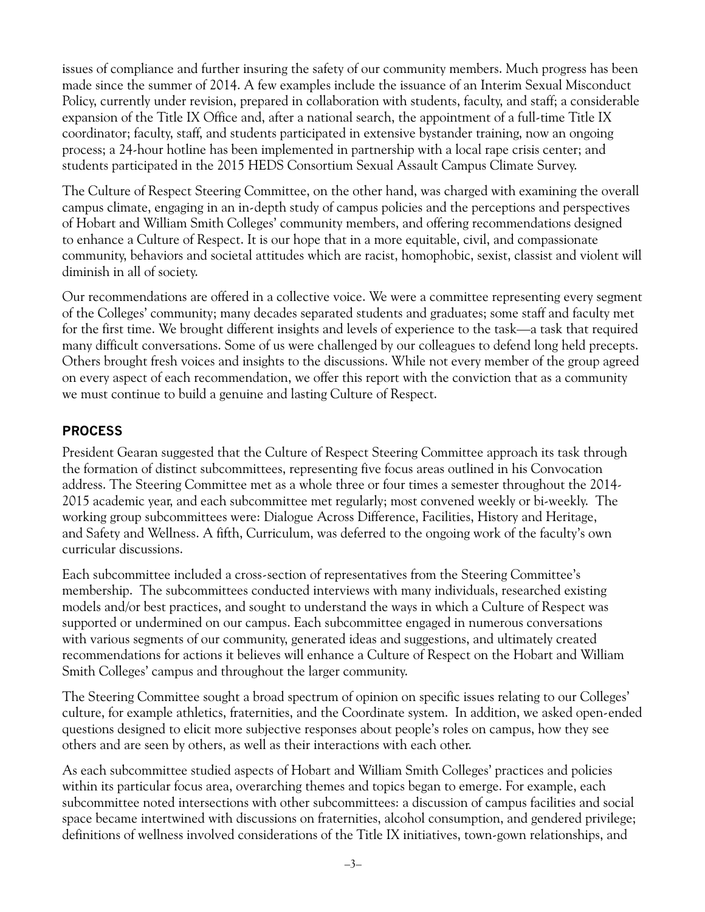issues of compliance and further insuring the safety of our community members. Much progress has been made since the summer of 2014. A few examples include the issuance of an Interim Sexual Misconduct Policy, currently under revision, prepared in collaboration with students, faculty, and staff; a considerable expansion of the Title IX Office and, after a national search, the appointment of a full-time Title IX coordinator; faculty, staff, and students participated in extensive bystander training, now an ongoing process; a 24-hour hotline has been implemented in partnership with a local rape crisis center; and students participated in the 2015 HEDS Consortium Sexual Assault Campus Climate Survey.

The Culture of Respect Steering Committee, on the other hand, was charged with examining the overall campus climate, engaging in an in-depth study of campus policies and the perceptions and perspectives of Hobart and William Smith Colleges' community members, and offering recommendations designed to enhance a Culture of Respect. It is our hope that in a more equitable, civil, and compassionate community, behaviors and societal attitudes which are racist, homophobic, sexist, classist and violent will diminish in all of society.

Our recommendations are offered in a collective voice. We were a committee representing every segment of the Colleges' community; many decades separated students and graduates; some staff and faculty met for the first time. We brought different insights and levels of experience to the task—a task that required many difficult conversations. Some of us were challenged by our colleagues to defend long held precepts. Others brought fresh voices and insights to the discussions. While not every member of the group agreed on every aspect of each recommendation, we offer this report with the conviction that as a community we must continue to build a genuine and lasting Culture of Respect.

## PROCESS

President Gearan suggested that the Culture of Respect Steering Committee approach its task through the formation of distinct subcommittees, representing five focus areas outlined in his Convocation address. The Steering Committee met as a whole three or four times a semester throughout the 2014-2015 academic year, and each subcommittee met regularly; most convened weekly or bi-weekly. The working group subcommittees were: Dialogue Across Difference, Facilities, History and Heritage, and Safety and Wellness. A fifth, Curriculum, was deferred to the ongoing work of the faculty's own curricular discussions.

Each subcommittee included a cross-section of representatives from the Steering Committee's membership. The subcommittees conducted interviews with many individuals, researched existing models and/or best practices, and sought to understand the ways in which a Culture of Respect was supported or undermined on our campus. Each subcommittee engaged in numerous conversations with various segments of our community, generated ideas and suggestions, and ultimately created recommendations for actions it believes will enhance a Culture of Respect on the Hobart and William Smith Colleges' campus and throughout the larger community.

The Steering Committee sought a broad spectrum of opinion on specific issues relating to our Colleges' culture, for example athletics, fraternities, and the Coordinate system. In addition, we asked open-ended questions designed to elicit more subjective responses about people's roles on campus, how they see others and are seen by others, as well as their interactions with each other.

As each subcommittee studied aspects of Hobart and William Smith Colleges' practices and policies within its particular focus area, overarching themes and topics began to emerge. For example, each subcommittee noted intersections with other subcommittees: a discussion of campus facilities and social space became intertwined with discussions on fraternities, alcohol consumption, and gendered privilege; definitions of wellness involved considerations of the Title IX initiatives, town-gown relationships, and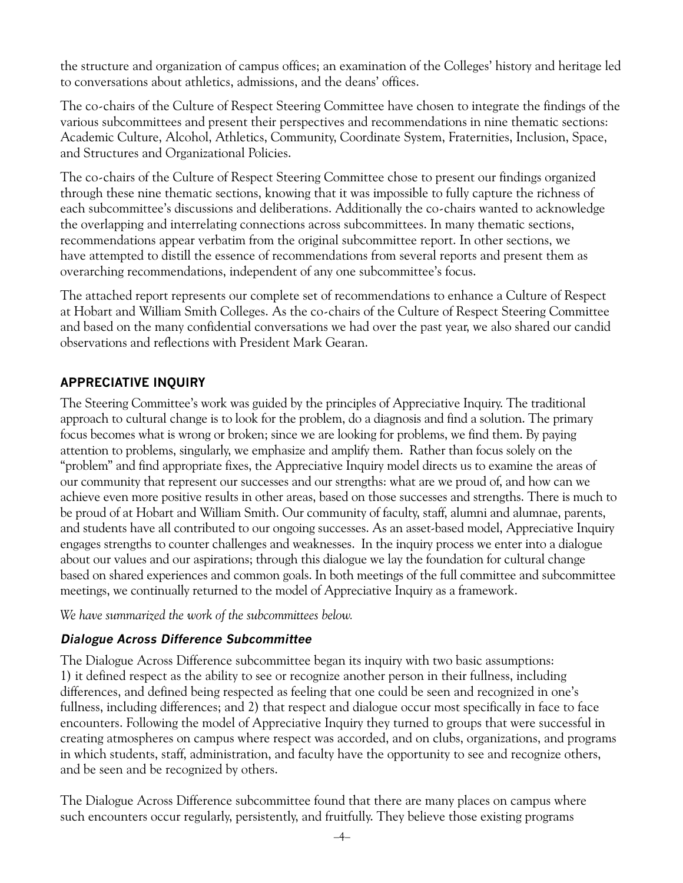the structure and organization of campus offices; an examination of the Colleges' history and heritage led to conversations about athletics, admissions, and the deans' offices.

The co-chairs of the Culture of Respect Steering Committee have chosen to integrate the findings of the various subcommittees and present their perspectives and recommendations in nine thematic sections: Academic Culture, Alcohol, Athletics, Community, Coordinate System, Fraternities, Inclusion, Space, and Structures and Organizational Policies.

The co-chairs of the Culture of Respect Steering Committee chose to present our findings organized through these nine thematic sections, knowing that it was impossible to fully capture the richness of each subcommittee's discussions and deliberations. Additionally the co-chairs wanted to acknowledge the overlapping and interrelating connections across subcommittees. In many thematic sections, recommendations appear verbatim from the original subcommittee report. In other sections, we have attempted to distill the essence of recommendations from several reports and present them as overarching recommendations, independent of any one subcommittee's focus.

The attached report represents our complete set of recommendations to enhance a Culture of Respect at Hobart and William Smith Colleges. As the co-chairs of the Culture of Respect Steering Committee and based on the many confidential conversations we had over the past year, we also shared our candid observations and reflections with President Mark Gearan.

## APPRECIATIVE INQUIRY

The Steering Committee's work was guided by the principles of Appreciative Inquiry. The traditional approach to cultural change is to look for the problem, do a diagnosis and find a solution. The primary focus becomes what is wrong or broken; since we are looking for problems, we find them. By paying attention to problems, singularly, we emphasize and amplify them. Rather than focus solely on the "problem" and find appropriate fixes, the Appreciative Inquiry model directs us to examine the areas of our community that represent our successes and our strengths: what are we proud of, and how can we achieve even more positive results in other areas, based on those successes and strengths. There is much to be proud of at Hobart and William Smith. Our community of faculty, staff, alumni and alumnae, parents, and students have all contributed to our ongoing successes. As an asset-based model, Appreciative Inquiry engages strengths to counter challenges and weaknesses. In the inquiry process we enter into a dialogue about our values and our aspirations; through this dialogue we lay the foundation for cultural change based on shared experiences and common goals. In both meetings of the full committee and subcommittee meetings, we continually returned to the model of Appreciative Inquiry as a framework.

*We have summarized the work of the subcommittees below.*

### *Dialogue Across Difference Subcommittee*

The Dialogue Across Difference subcommittee began its inquiry with two basic assumptions: 1) it defined respect as the ability to see or recognize another person in their fullness, including differences, and defined being respected as feeling that one could be seen and recognized in one's fullness, including differences; and 2) that respect and dialogue occur most specifically in face to face encounters. Following the model of Appreciative Inquiry they turned to groups that were successful in creating atmospheres on campus where respect was accorded, and on clubs, organizations, and programs in which students, staff, administration, and faculty have the opportunity to see and recognize others, and be seen and be recognized by others.

The Dialogue Across Difference subcommittee found that there are many places on campus where such encounters occur regularly, persistently, and fruitfully. They believe those existing programs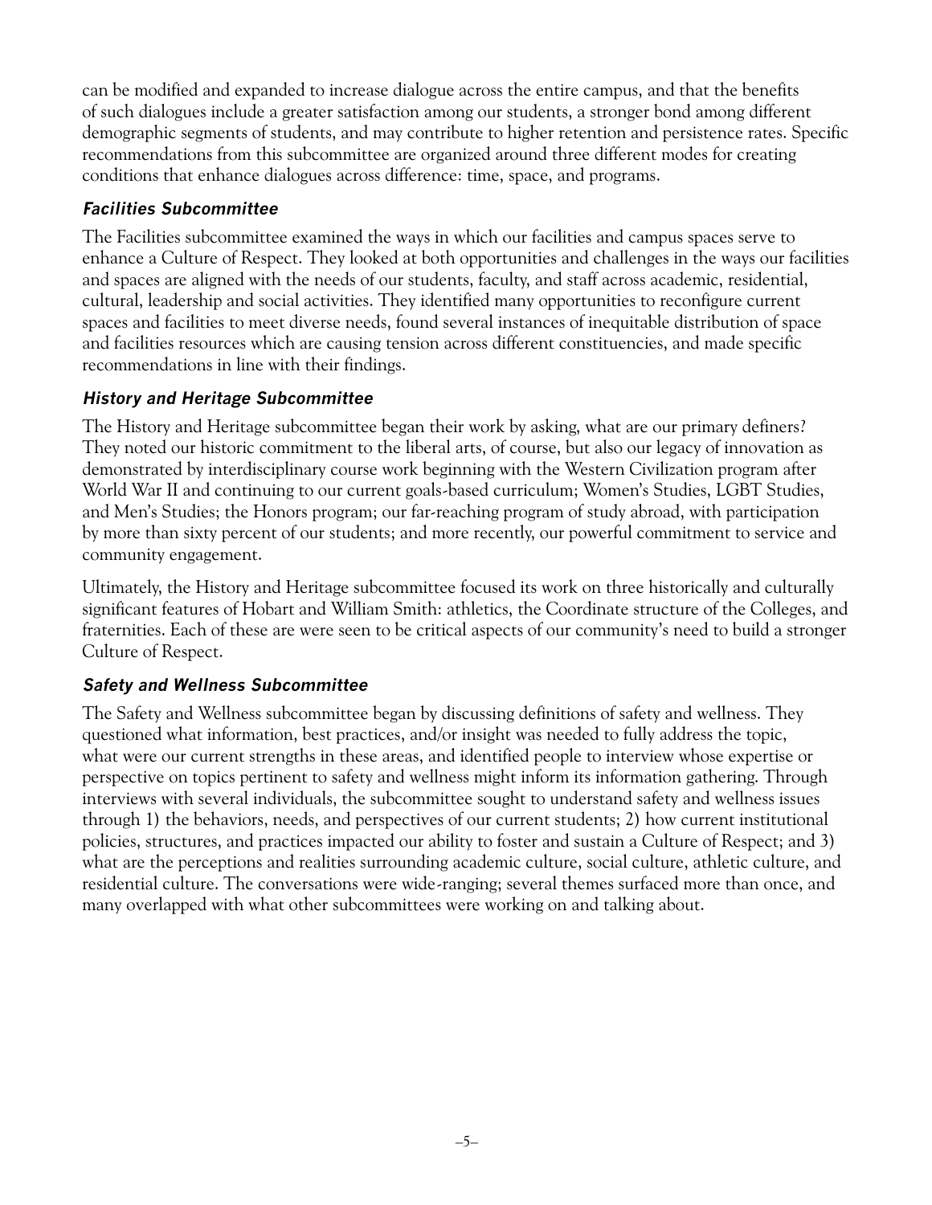can be modified and expanded to increase dialogue across the entire campus, and that the benefits of such dialogues include a greater satisfaction among our students, a stronger bond among different demographic segments of students, and may contribute to higher retention and persistence rates. Specific recommendations from this subcommittee are organized around three different modes for creating conditions that enhance dialogues across difference: time, space, and programs.

### *Facilities Subcommittee*

The Facilities subcommittee examined the ways in which our facilities and campus spaces serve to enhance a Culture of Respect. They looked at both opportunities and challenges in the ways our facilities and spaces are aligned with the needs of our students, faculty, and staff across academic, residential, cultural, leadership and social activities. They identified many opportunities to reconfigure current spaces and facilities to meet diverse needs, found several instances of inequitable distribution of space and facilities resources which are causing tension across different constituencies, and made specific recommendations in line with their findings.

### *History and Heritage Subcommittee*

The History and Heritage subcommittee began their work by asking, what are our primary definers? They noted our historic commitment to the liberal arts, of course, but also our legacy of innovation as demonstrated by interdisciplinary course work beginning with the Western Civilization program after World War II and continuing to our current goals-based curriculum; Women's Studies, LGBT Studies, and Men's Studies; the Honors program; our far-reaching program of study abroad, with participation by more than sixty percent of our students; and more recently, our powerful commitment to service and community engagement.

Ultimately, the History and Heritage subcommittee focused its work on three historically and culturally significant features of Hobart and William Smith: athletics, the Coordinate structure of the Colleges, and fraternities. Each of these are were seen to be critical aspects of our community's need to build a stronger Culture of Respect.

### *Safety and Wellness Subcommittee*

The Safety and Wellness subcommittee began by discussing definitions of safety and wellness. They questioned what information, best practices, and/or insight was needed to fully address the topic, what were our current strengths in these areas, and identified people to interview whose expertise or perspective on topics pertinent to safety and wellness might inform its information gathering. Through interviews with several individuals, the subcommittee sought to understand safety and wellness issues through 1) the behaviors, needs, and perspectives of our current students; 2) how current institutional policies, structures, and practices impacted our ability to foster and sustain a Culture of Respect; and 3) what are the perceptions and realities surrounding academic culture, social culture, athletic culture, and residential culture. The conversations were wide-ranging; several themes surfaced more than once, and many overlapped with what other subcommittees were working on and talking about.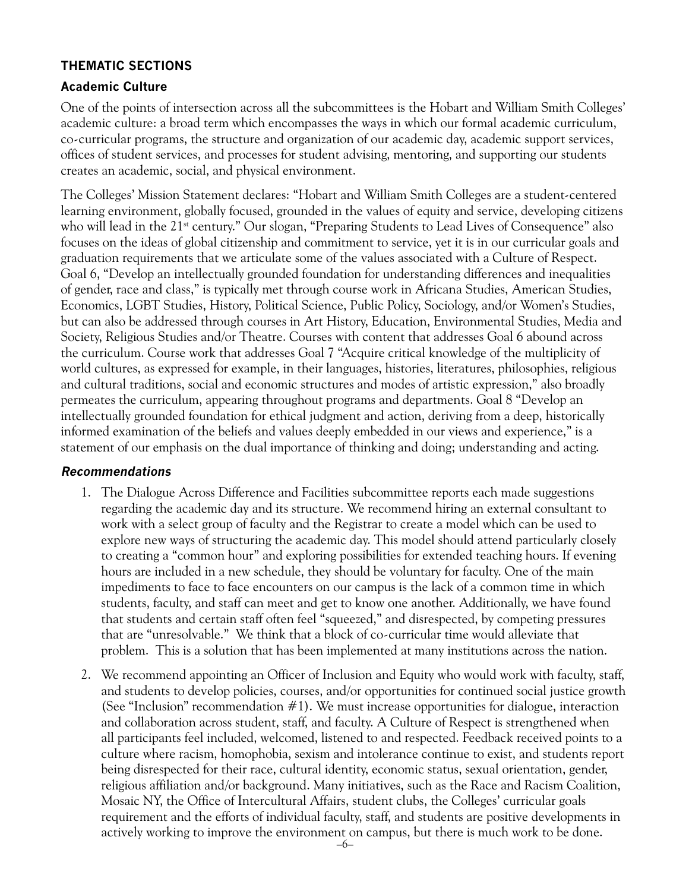## THEMATIC SECTIONS

### Academic Culture

One of the points of intersection across all the subcommittees is the Hobart and William Smith Colleges' academic culture: a broad term which encompasses the ways in which our formal academic curriculum, co-curricular programs, the structure and organization of our academic day, academic support services, offices of student services, and processes for student advising, mentoring, and supporting our students creates an academic, social, and physical environment.

The Colleges' Mission Statement declares: "Hobart and William Smith Colleges are a student-centered learning environment, globally focused, grounded in the values of equity and service, developing citizens who will lead in the 21st century." Our slogan, "Preparing Students to Lead Lives of Consequence" also focuses on the ideas of global citizenship and commitment to service, yet it is in our curricular goals and graduation requirements that we articulate some of the values associated with a Culture of Respect. Goal 6, "Develop an intellectually grounded foundation for understanding differences and inequalities of gender, race and class," is typically met through course work in Africana Studies, American Studies, Economics, LGBT Studies, History, Political Science, Public Policy, Sociology, and/or Women's Studies, but can also be addressed through courses in Art History, Education, Environmental Studies, Media and Society, Religious Studies and/or Theatre. Courses with content that addresses Goal 6 abound across the curriculum. Course work that addresses Goal 7 "Acquire critical knowledge of the multiplicity of world cultures, as expressed for example, in their languages, histories, literatures, philosophies, religious and cultural traditions, social and economic structures and modes of artistic expression," also broadly permeates the curriculum, appearing throughout programs and departments. Goal 8 "Develop an intellectually grounded foundation for ethical judgment and action, deriving from a deep, historically informed examination of the beliefs and values deeply embedded in our views and experience," is a statement of our emphasis on the dual importance of thinking and doing; understanding and acting.

#### *Recommendations*

1. The Dialogue Across Difference and Facilities subcommittee reports each made suggestions regarding the academic day and its structure. We recommend hiring an external consultant to work with a select group of faculty and the Registrar to create a model which can be used to explore new ways of structuring the academic day. This model should attend particularly closely to creating a "common hour" and exploring possibilities for extended teaching hours. If evening hours are included in a new schedule, they should be voluntary for faculty. One of the main impediments to face to face encounters on our campus is the lack of a common time in which students, faculty, and staff can meet and get to know one another. Additionally, we have found that students and certain staff often feel "squeezed," and disrespected, by competing pressures that are "unresolvable." We think that a block of co-curricular time would alleviate that problem. This is a solution that has been implemented at many institutions across the nation.

2. We recommend appointing an Officer of Inclusion and Equity who would work with faculty, staff, and students to develop policies, courses, and/or opportunities for continued social justice growth (See "Inclusion" recommendation #1). We must increase opportunities for dialogue, interaction and collaboration across student, staff, and faculty. A Culture of Respect is strengthened when all participants feel included, welcomed, listened to and respected. Feedback received points to a culture where racism, homophobia, sexism and intolerance continue to exist, and students report being disrespected for their race, cultural identity, economic status, sexual orientation, gender, religious affiliation and/or background. Many initiatives, such as the Race and Racism Coalition, Mosaic NY, the Office of Intercultural Affairs, student clubs, the Colleges' curricular goals requirement and the efforts of individual faculty, staff, and students are positive developments in actively working to improve the environment on campus, but there is much work to be done.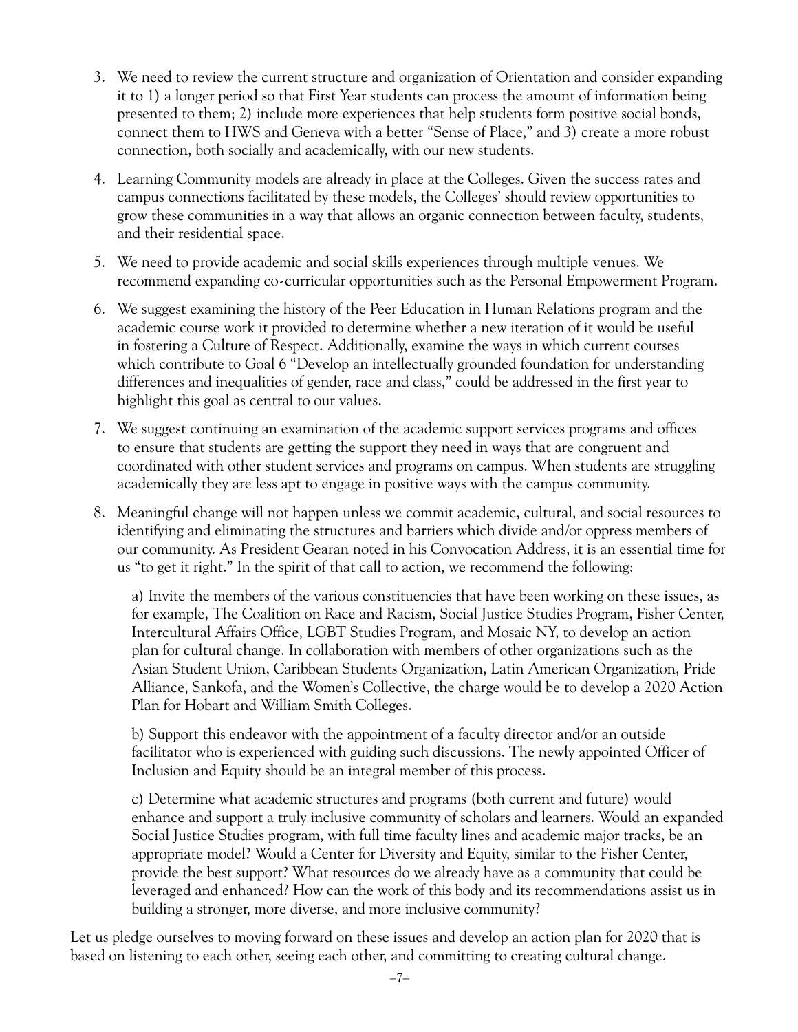3. We need to review the current structure and organization of Orientation and consider expanding it to 1) a longer period so that First Year students can process the amount of information being presented to them; 2) include more experiences that help students form positive social bonds, connect them to HWS and Geneva with a better "Sense of Place," and 3) create a more robust connection, both socially and academically, with our new students.

4. Learning Community models are already in place at the Colleges. Given the success rates and campus connections facilitated by these models, the Colleges' should review opportunities to grow these communities in a way that allows an organic connection between faculty, students, and their residential space.

5. We need to provide academic and social skills experiences through multiple venues. We recommend expanding co-curricular opportunities such as the Personal Empowerment Program.

6. We suggest examining the history of the Peer Education in Human Relations program and the academic course work it provided to determine whether a new iteration of it would be useful in fostering a Culture of Respect. Additionally, examine the ways in which current courses which contribute to Goal 6 "Develop an intellectually grounded foundation for understanding differences and inequalities of gender, race and class," could be addressed in the first year to highlight this goal as central to our values.

7. We suggest continuing an examination of the academic support services programs and offices to ensure that students are getting the support they need in ways that are congruent and coordinated with other student services and programs on campus. When students are struggling academically they are less apt to engage in positive ways with the campus community.

8. Meaningful change will not happen unless we commit academic, cultural, and social resources to identifying and eliminating the structures and barriers which divide and/or oppress members of our community. As President Gearan noted in his Convocation Address, it is an essential time for us "to get it right." In the spirit of that call to action, we recommend the following:

   a) Invite the members of the various constituencies that have been working on these issues, as for example, The Coalition on Race and Racism, Social Justice Studies Program, Fisher Center, Intercultural Affairs Office, LGBT Studies Program, and Mosaic NY, to develop an action plan for cultural change. In collaboration with members of other organizations such as the Asian Student Union, Caribbean Students Organization, Latin American Organization, Pride Alliance, Sankofa, and the Women's Collective, the charge would be to develop a 2020 Action Plan for Hobart and William Smith Colleges.

   b) Support this endeavor with the appointment of a faculty director and/or an outside facilitator who is experienced with guiding such discussions. The newly appointed Officer of Inclusion and Equity should be an integral member of this process.

   c) Determine what academic structures and programs (both current and future) would enhance and support a truly inclusive community of scholars and learners. Would an expanded Social Justice Studies program, with full time faculty lines and academic major tracks, be an appropriate model? Would a Center for Diversity and Equity, similar to the Fisher Center, provide the best support? What resources do we already have as a community that could be leveraged and enhanced? How can the work of this body and its recommendations assist us in building a stronger, more diverse, and more inclusive community?

Let us pledge ourselves to moving forward on these issues and develop an action plan for 2020 that is based on listening to each other, seeing each other, and committing to creating cultural change.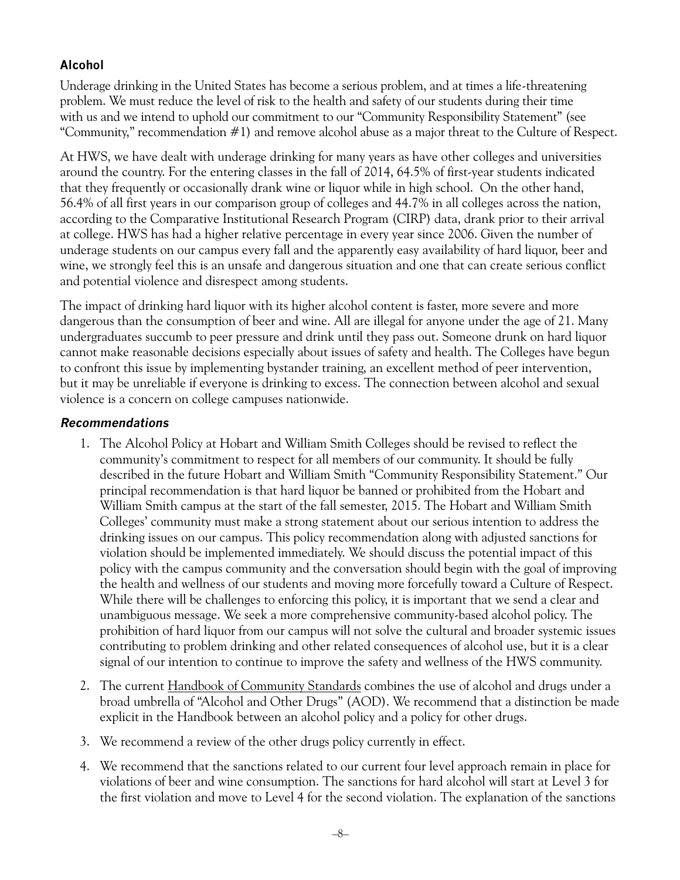## Alcohol

Underage drinking in the United States has become a serious problem, and at times a life-threatening problem. We must reduce the level of risk to the health and safety of our students during their time with us and we intend to uphold our commitment to our "Community Responsibility Statement" (see "Community," recommendation #1) and remove alcohol abuse as a major threat to the Culture of Respect.

At HWS, we have dealt with underage drinking for many years as have other colleges and universities around the country. For the entering classes in the fall of 2014, 64.5% of first-year students indicated that they frequently or occasionally drank wine or liquor while in high school. On the other hand, 56.4% of all first years in our comparison group of colleges and 44.7% in all colleges across the nation, according to the Comparative Institutional Research Program (CIRP) data, drank prior to their arrival at college. HWS has had a higher relative percentage in every year since 2006. Given the number of underage students on our campus every fall and the apparently easy availability of hard liquor, beer and wine, we strongly feel this is an unsafe and dangerous situation and one that can create serious conflict and potential violence and disrespect among students.

The impact of drinking hard liquor with its higher alcohol content is faster, more severe and more dangerous than the consumption of beer and wine. All are illegal for anyone under the age of 21. Many undergraduates succumb to peer pressure and drink until they pass out. Someone drunk on hard liquor cannot make reasonable decisions especially about issues of safety and health. The Colleges have begun to confront this issue by implementing bystander training, an excellent method of peer intervention, but it may be unreliable if everyone is drinking to excess. The connection between alcohol and sexual violence is a concern on college campuses nationwide.

### *Recommendations*

1. The Alcohol Policy at Hobart and William Smith Colleges should be revised to reflect the community's commitment to respect for all members of our community. It should be fully described in the future Hobart and William Smith "Community Responsibility Statement." Our principal recommendation is that hard liquor be banned or prohibited from the Hobart and William Smith campus at the start of the fall semester, 2015. The Hobart and William Smith Colleges' community must make a strong statement about our serious intention to address the drinking issues on our campus. This policy recommendation along with adjusted sanctions for violation should be implemented immediately. We should discuss the potential impact of this policy with the campus community and the conversation should begin with the goal of improving the health and wellness of our students and moving more forcefully toward a Culture of Respect. While there will be challenges to enforcing this policy, it is important that we send a clear and unambiguous message. We seek a more comprehensive community-based alcohol policy. The prohibition of hard liquor from our campus will not solve the cultural and broader systemic issues contributing to problem drinking and other related consequences of alcohol use, but it is a clear signal of our intention to continue to improve the safety and wellness of the HWS community.

2. The current Handbook of Community Standards combines the use of alcohol and drugs under a broad umbrella of "Alcohol and Other Drugs" (AOD). We recommend that a distinction be made explicit in the Handbook between an alcohol policy and a policy for other drugs.

3. We recommend a review of the other drugs policy currently in effect.

4. We recommend that the sanctions related to our current four level approach remain in place for violations of beer and wine consumption. The sanctions for hard alcohol will start at Level 3 for the first violation and move to Level 4 for the second violation. The explanation of the sanctions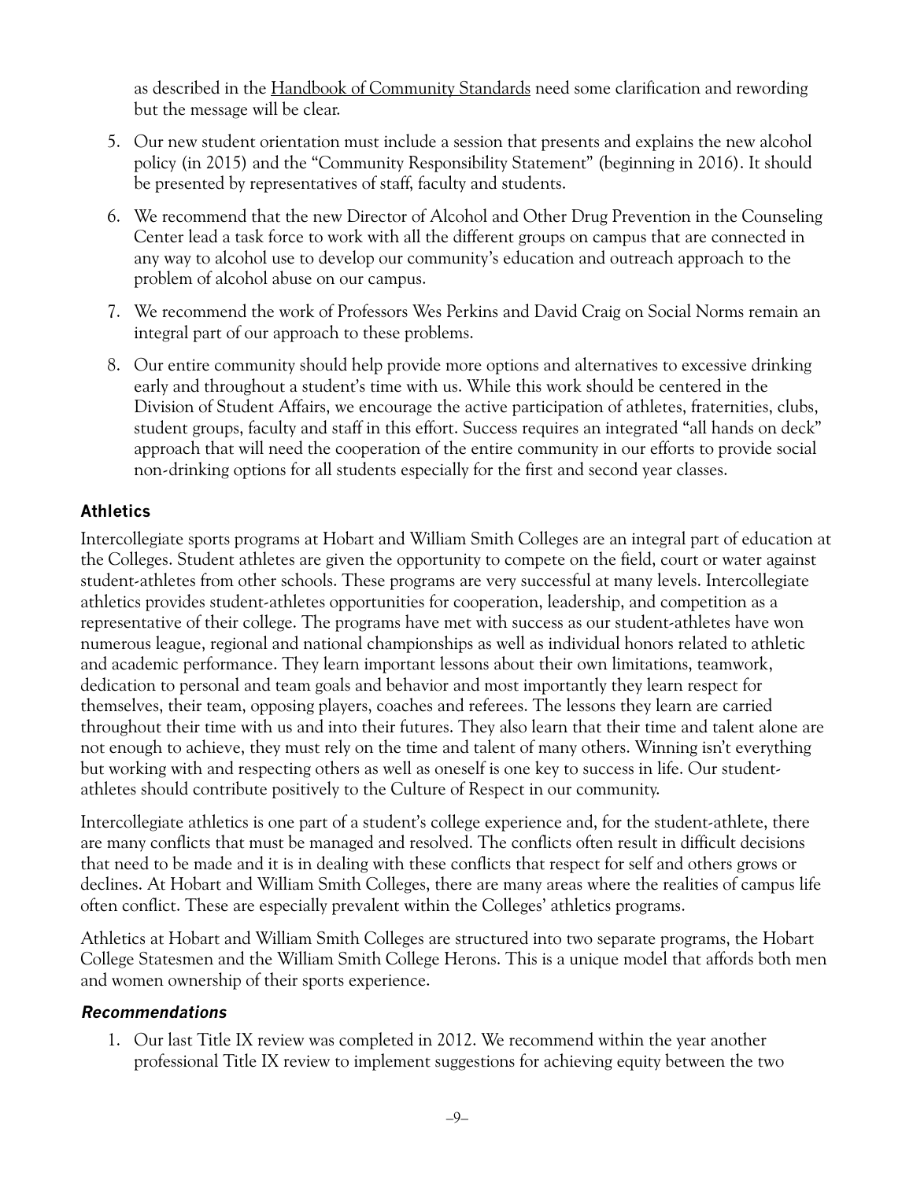as described in the Handbook of Community Standards need some clarification and rewording but the message will be clear.

5. Our new student orientation must include a session that presents and explains the new alcohol policy (in 2015) and the "Community Responsibility Statement" (beginning in 2016). It should be presented by representatives of staff, faculty and students.
6. We recommend that the new Director of Alcohol and Other Drug Prevention in the Counseling Center lead a task force to work with all the different groups on campus that are connected in any way to alcohol use to develop our community's education and outreach approach to the problem of alcohol abuse on our campus.
7. We recommend the work of Professors Wes Perkins and David Craig on Social Norms remain an integral part of our approach to these problems.
8. Our entire community should help provide more options and alternatives to excessive drinking early and throughout a student's time with us. While this work should be centered in the Division of Student Affairs, we encourage the active participation of athletes, fraternities, clubs, student groups, faculty and staff in this effort. Success requires an integrated "all hands on deck" approach that will need the cooperation of the entire community in our efforts to provide social non-drinking options for all students especially for the first and second year classes.

### Athletics

Intercollegiate sports programs at Hobart and William Smith Colleges are an integral part of education at the Colleges. Student athletes are given the opportunity to compete on the field, court or water against student-athletes from other schools. These programs are very successful at many levels. Intercollegiate athletics provides student-athletes opportunities for cooperation, leadership, and competition as a representative of their college. The programs have met with success as our student-athletes have won numerous league, regional and national championships as well as individual honors related to athletic and academic performance. They learn important lessons about their own limitations, teamwork, dedication to personal and team goals and behavior and most importantly they learn respect for themselves, their team, opposing players, coaches and referees. The lessons they learn are carried throughout their time with us and into their futures. They also learn that their time and talent alone are not enough to achieve, they must rely on the time and talent of many others. Winning isn't everything but working with and respecting others as well as oneself is one key to success in life. Our student-athletes should contribute positively to the Culture of Respect in our community.

Intercollegiate athletics is one part of a student's college experience and, for the student-athlete, there are many conflicts that must be managed and resolved. The conflicts often result in difficult decisions that need to be made and it is in dealing with these conflicts that respect for self and others grows or declines. At Hobart and William Smith Colleges, there are many areas where the realities of campus life often conflict. These are especially prevalent within the Colleges' athletics programs.

Athletics at Hobart and William Smith Colleges are structured into two separate programs, the Hobart College Statesmen and the William Smith College Herons. This is a unique model that affords both men and women ownership of their sports experience.

#### *Recommendations*

1. Our last Title IX review was completed in 2012. We recommend within the year another professional Title IX review to implement suggestions for achieving equity between the two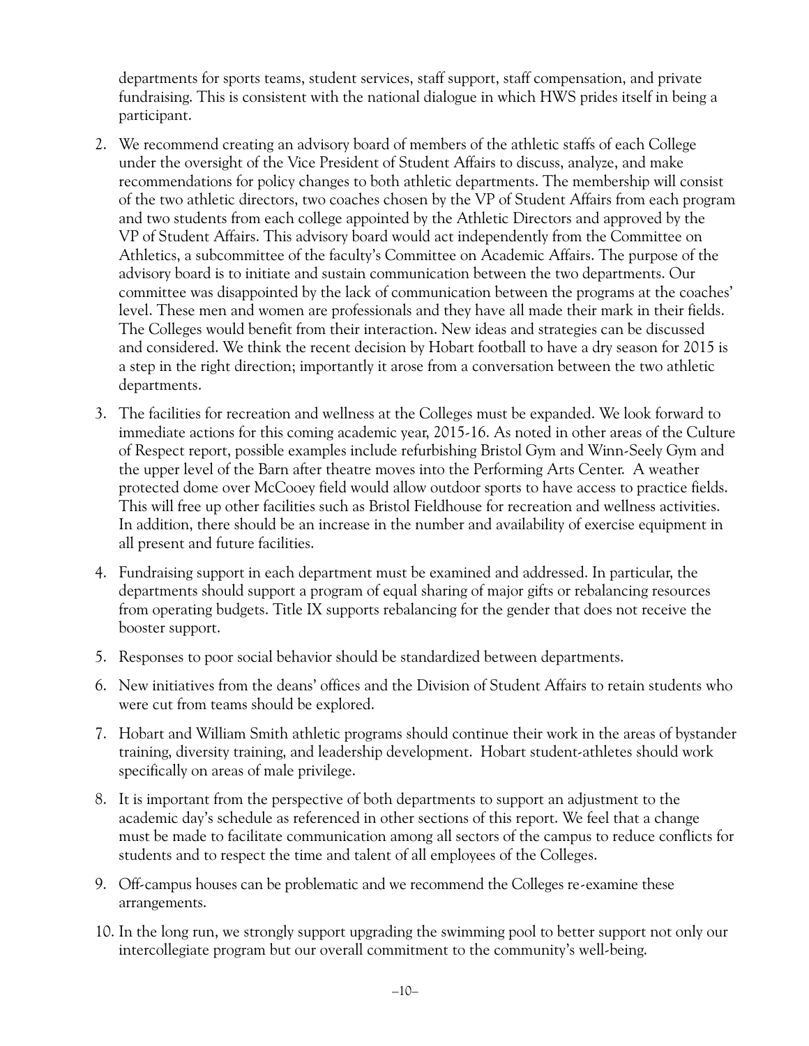departments for sports teams, student services, staff support, staff compensation, and private fundraising. This is consistent with the national dialogue in which HWS prides itself in being a participant.

2. We recommend creating an advisory board of members of the athletic staffs of each College under the oversight of the Vice President of Student Affairs to discuss, analyze, and make recommendations for policy changes to both athletic departments. The membership will consist of the two athletic directors, two coaches chosen by the VP of Student Affairs from each program and two students from each college appointed by the Athletic Directors and approved by the VP of Student Affairs. This advisory board would act independently from the Committee on Athletics, a subcommittee of the faculty's Committee on Academic Affairs. The purpose of the advisory board is to initiate and sustain communication between the two departments. Our committee was disappointed by the lack of communication between the programs at the coaches' level. These men and women are professionals and they have all made their mark in their fields. The Colleges would benefit from their interaction. New ideas and strategies can be discussed and considered. We think the recent decision by Hobart football to have a dry season for 2015 is a step in the right direction; importantly it arose from a conversation between the two athletic departments.
3. The facilities for recreation and wellness at the Colleges must be expanded. We look forward to immediate actions for this coming academic year, 2015-16. As noted in other areas of the Culture of Respect report, possible examples include refurbishing Bristol Gym and Winn-Seely Gym and the upper level of the Barn after theatre moves into the Performing Arts Center. A weather protected dome over McCooey field would allow outdoor sports to have access to practice fields. This will free up other facilities such as Bristol Fieldhouse for recreation and wellness activities. In addition, there should be an increase in the number and availability of exercise equipment in all present and future facilities.
4. Fundraising support in each department must be examined and addressed. In particular, the departments should support a program of equal sharing of major gifts or rebalancing resources from operating budgets. Title IX supports rebalancing for the gender that does not receive the booster support.
5. Responses to poor social behavior should be standardized between departments.
6. New initiatives from the deans' offices and the Division of Student Affairs to retain students who were cut from teams should be explored.
7. Hobart and William Smith athletic programs should continue their work in the areas of bystander training, diversity training, and leadership development. Hobart student-athletes should work specifically on areas of male privilege.
8. It is important from the perspective of both departments to support an adjustment to the academic day's schedule as referenced in other sections of this report. We feel that a change must be made to facilitate communication among all sectors of the campus to reduce conflicts for students and to respect the time and talent of all employees of the Colleges.
9. Off-campus houses can be problematic and we recommend the Colleges re-examine these arrangements.
10. In the long run, we strongly support upgrading the swimming pool to better support not only our intercollegiate program but our overall commitment to the community's well-being.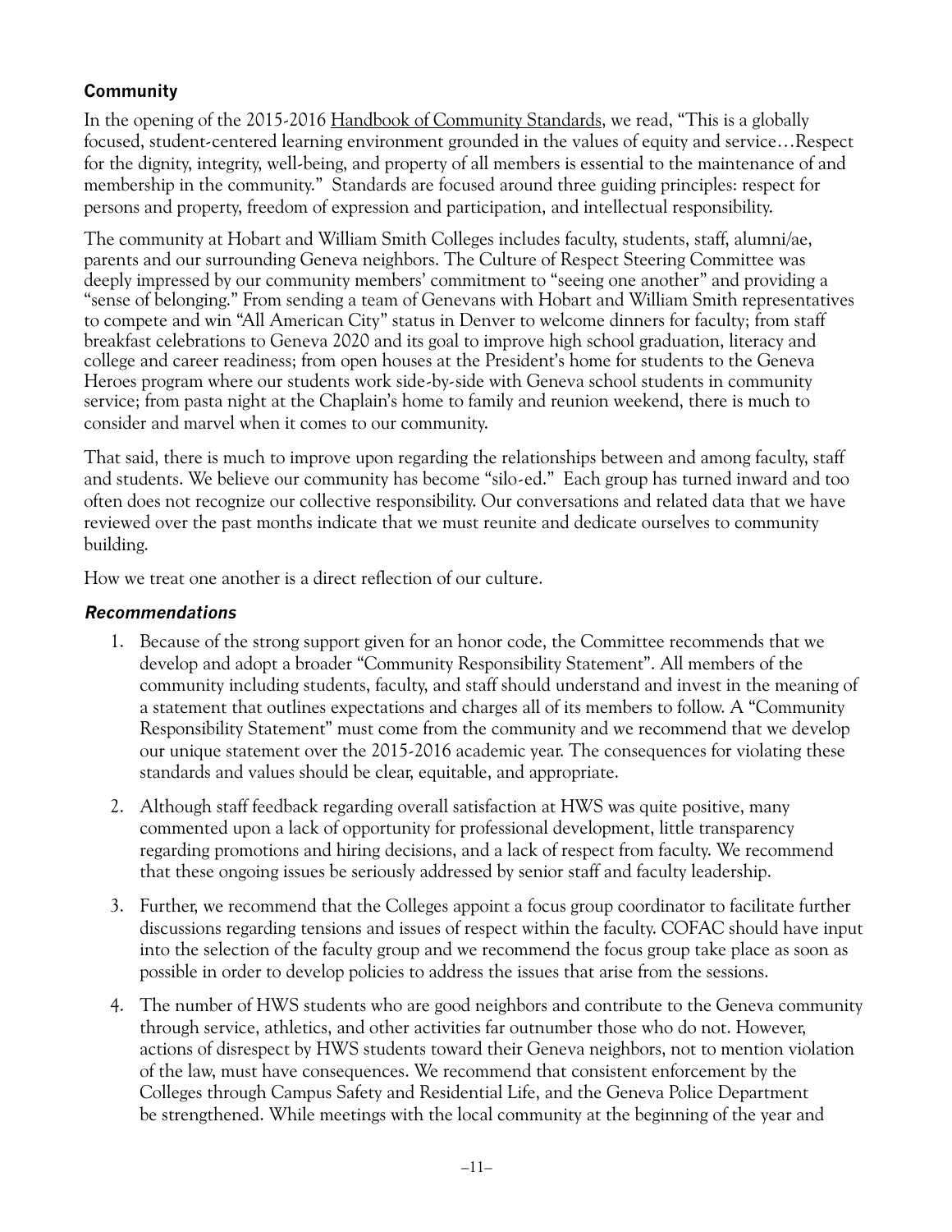## Community

In the opening of the 2015-2016 Handbook of Community Standards, we read, "This is a globally focused, student-centered learning environment grounded in the values of equity and service…Respect for the dignity, integrity, well-being, and property of all members is essential to the maintenance of and membership in the community." Standards are focused around three guiding principles: respect for persons and property, freedom of expression and participation, and intellectual responsibility.

The community at Hobart and William Smith Colleges includes faculty, students, staff, alumni/ae, parents and our surrounding Geneva neighbors. The Culture of Respect Steering Committee was deeply impressed by our community members' commitment to "seeing one another" and providing a "sense of belonging." From sending a team of Genevans with Hobart and William Smith representatives to compete and win "All American City" status in Denver to welcome dinners for faculty; from staff breakfast celebrations to Geneva 2020 and its goal to improve high school graduation, literacy and college and career readiness; from open houses at the President's home for students to the Geneva Heroes program where our students work side-by-side with Geneva school students in community service; from pasta night at the Chaplain's home to family and reunion weekend, there is much to consider and marvel when it comes to our community.

That said, there is much to improve upon regarding the relationships between and among faculty, staff and students. We believe our community has become "silo-ed." Each group has turned inward and too often does not recognize our collective responsibility. Our conversations and related data that we have reviewed over the past months indicate that we must reunite and dedicate ourselves to community building.

How we treat one another is a direct reflection of our culture.

### *Recommendations*

1. Because of the strong support given for an honor code, the Committee recommends that we develop and adopt a broader "Community Responsibility Statement". All members of the community including students, faculty, and staff should understand and invest in the meaning of a statement that outlines expectations and charges all of its members to follow. A "Community Responsibility Statement" must come from the community and we recommend that we develop our unique statement over the 2015-2016 academic year. The consequences for violating these standards and values should be clear, equitable, and appropriate.
2. Although staff feedback regarding overall satisfaction at HWS was quite positive, many commented upon a lack of opportunity for professional development, little transparency regarding promotions and hiring decisions, and a lack of respect from faculty. We recommend that these ongoing issues be seriously addressed by senior staff and faculty leadership.
3. Further, we recommend that the Colleges appoint a focus group coordinator to facilitate further discussions regarding tensions and issues of respect within the faculty. COFAC should have input into the selection of the faculty group and we recommend the focus group take place as soon as possible in order to develop policies to address the issues that arise from the sessions.
4. The number of HWS students who are good neighbors and contribute to the Geneva community through service, athletics, and other activities far outnumber those who do not. However, actions of disrespect by HWS students toward their Geneva neighbors, not to mention violation of the law, must have consequences. We recommend that consistent enforcement by the Colleges through Campus Safety and Residential Life, and the Geneva Police Department be strengthened. While meetings with the local community at the beginning of the year and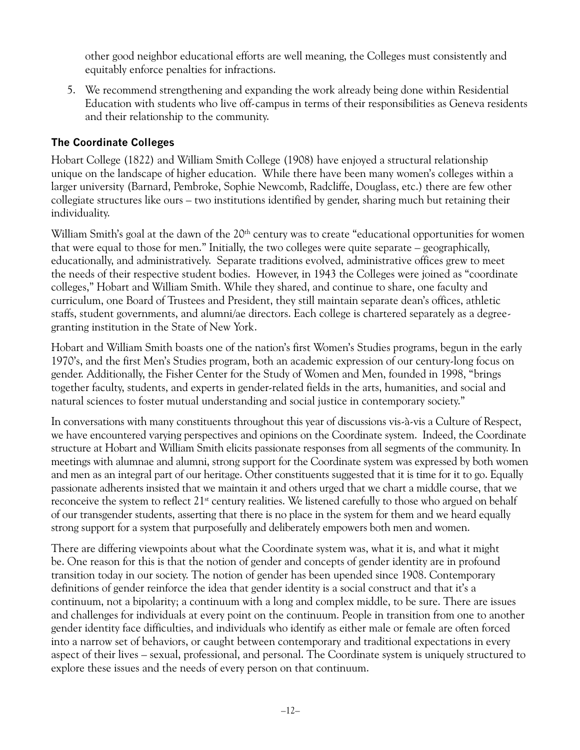other good neighbor educational efforts are well meaning, the Colleges must consistently and equitably enforce penalties for infractions.

5. We recommend strengthening and expanding the work already being done within Residential Education with students who live off-campus in terms of their responsibilities as Geneva residents and their relationship to the community.

## The Coordinate Colleges

Hobart College (1822) and William Smith College (1908) have enjoyed a structural relationship unique on the landscape of higher education. While there have been many women's colleges within a larger university (Barnard, Pembroke, Sophie Newcomb, Radcliffe, Douglass, etc.) there are few other collegiate structures like ours – two institutions identified by gender, sharing much but retaining their individuality.

William Smith's goal at the dawn of the 20th century was to create "educational opportunities for women that were equal to those for men." Initially, the two colleges were quite separate – geographically, educationally, and administratively. Separate traditions evolved, administrative offices grew to meet the needs of their respective student bodies. However, in 1943 the Colleges were joined as "coordinate colleges," Hobart and William Smith. While they shared, and continue to share, one faculty and curriculum, one Board of Trustees and President, they still maintain separate dean's offices, athletic staffs, student governments, and alumni/ae directors. Each college is chartered separately as a degree-granting institution in the State of New York.

Hobart and William Smith boasts one of the nation's first Women's Studies programs, begun in the early 1970's, and the first Men's Studies program, both an academic expression of our century-long focus on gender. Additionally, the Fisher Center for the Study of Women and Men, founded in 1998, "brings together faculty, students, and experts in gender-related fields in the arts, humanities, and social and natural sciences to foster mutual understanding and social justice in contemporary society."

In conversations with many constituents throughout this year of discussions vis-à-vis a Culture of Respect, we have encountered varying perspectives and opinions on the Coordinate system. Indeed, the Coordinate structure at Hobart and William Smith elicits passionate responses from all segments of the community. In meetings with alumnae and alumni, strong support for the Coordinate system was expressed by both women and men as an integral part of our heritage. Other constituents suggested that it is time for it to go. Equally passionate adherents insisted that we maintain it and others urged that we chart a middle course, that we reconceive the system to reflect 21st century realities. We listened carefully to those who argued on behalf of our transgender students, asserting that there is no place in the system for them and we heard equally strong support for a system that purposefully and deliberately empowers both men and women.

There are differing viewpoints about what the Coordinate system was, what it is, and what it might be. One reason for this is that the notion of gender and concepts of gender identity are in profound transition today in our society. The notion of gender has been upended since 1908. Contemporary definitions of gender reinforce the idea that gender identity is a social construct and that it's a continuum, not a bipolarity; a continuum with a long and complex middle, to be sure. There are issues and challenges for individuals at every point on the continuum. People in transition from one to another gender identity face difficulties, and individuals who identify as either male or female are often forced into a narrow set of behaviors, or caught between contemporary and traditional expectations in every aspect of their lives – sexual, professional, and personal. The Coordinate system is uniquely structured to explore these issues and the needs of every person on that continuum.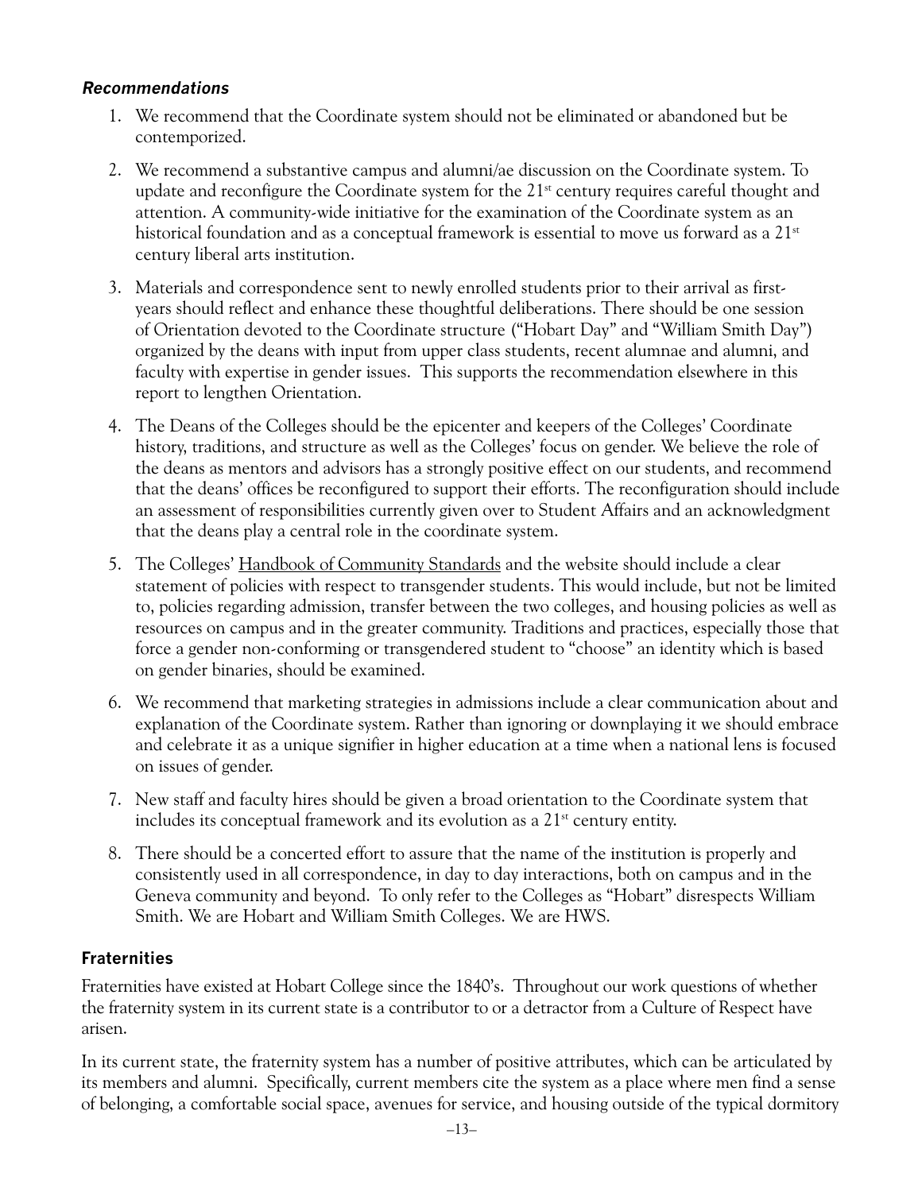### *Recommendations*

1. We recommend that the Coordinate system should not be eliminated or abandoned but be contemporized.
2. We recommend a substantive campus and alumni/ae discussion on the Coordinate system. To update and reconfigure the Coordinate system for the 21st century requires careful thought and attention. A community-wide initiative for the examination of the Coordinate system as an historical foundation and as a conceptual framework is essential to move us forward as a 21st century liberal arts institution.
3. Materials and correspondence sent to newly enrolled students prior to their arrival as first-years should reflect and enhance these thoughtful deliberations. There should be one session of Orientation devoted to the Coordinate structure ("Hobart Day" and "William Smith Day") organized by the deans with input from upper class students, recent alumnae and alumni, and faculty with expertise in gender issues. This supports the recommendation elsewhere in this report to lengthen Orientation.
4. The Deans of the Colleges should be the epicenter and keepers of the Colleges' Coordinate history, traditions, and structure as well as the Colleges' focus on gender. We believe the role of the deans as mentors and advisors has a strongly positive effect on our students, and recommend that the deans' offices be reconfigured to support their efforts. The reconfiguration should include an assessment of responsibilities currently given over to Student Affairs and an acknowledgment that the deans play a central role in the coordinate system.
5. The Colleges' Handbook of Community Standards and the website should include a clear statement of policies with respect to transgender students. This would include, but not be limited to, policies regarding admission, transfer between the two colleges, and housing policies as well as resources on campus and in the greater community. Traditions and practices, especially those that force a gender non-conforming or transgendered student to "choose" an identity which is based on gender binaries, should be examined.
6. We recommend that marketing strategies in admissions include a clear communication about and explanation of the Coordinate system. Rather than ignoring or downplaying it we should embrace and celebrate it as a unique signifier in higher education at a time when a national lens is focused on issues of gender.
7. New staff and faculty hires should be given a broad orientation to the Coordinate system that includes its conceptual framework and its evolution as a 21st century entity.
8. There should be a concerted effort to assure that the name of the institution is properly and consistently used in all correspondence, in day to day interactions, both on campus and in the Geneva community and beyond. To only refer to the Colleges as "Hobart" disrespects William Smith. We are Hobart and William Smith Colleges. We are HWS.

## Fraternities

Fraternities have existed at Hobart College since the 1840's. Throughout our work questions of whether the fraternity system in its current state is a contributor to or a detractor from a Culture of Respect have arisen.

In its current state, the fraternity system has a number of positive attributes, which can be articulated by its members and alumni. Specifically, current members cite the system as a place where men find a sense of belonging, a comfortable social space, avenues for service, and housing outside of the typical dormitory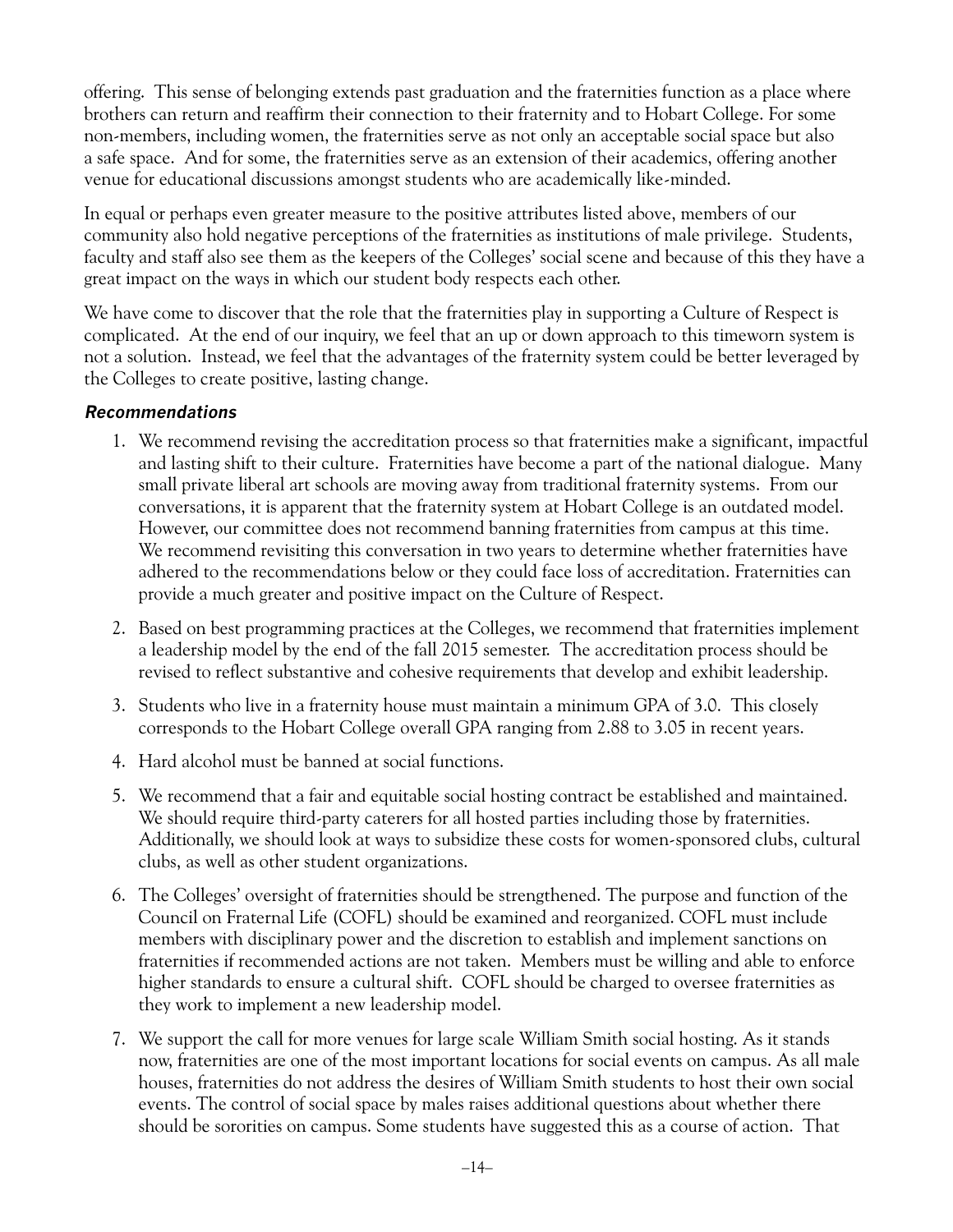offering. This sense of belonging extends past graduation and the fraternities function as a place where brothers can return and reaffirm their connection to their fraternity and to Hobart College. For some non-members, including women, the fraternities serve as not only an acceptable social space but also a safe space. And for some, the fraternities serve as an extension of their academics, offering another venue for educational discussions amongst students who are academically like-minded.

In equal or perhaps even greater measure to the positive attributes listed above, members of our community also hold negative perceptions of the fraternities as institutions of male privilege. Students, faculty and staff also see them as the keepers of the Colleges' social scene and because of this they have a great impact on the ways in which our student body respects each other.

We have come to discover that the role that the fraternities play in supporting a Culture of Respect is complicated. At the end of our inquiry, we feel that an up or down approach to this timeworn system is not a solution. Instead, we feel that the advantages of the fraternity system could be better leveraged by the Colleges to create positive, lasting change.

### *Recommendations*

1. We recommend revising the accreditation process so that fraternities make a significant, impactful and lasting shift to their culture. Fraternities have become a part of the national dialogue. Many small private liberal art schools are moving away from traditional fraternity systems. From our conversations, it is apparent that the fraternity system at Hobart College is an outdated model. However, our committee does not recommend banning fraternities from campus at this time. We recommend revisiting this conversation in two years to determine whether fraternities have adhered to the recommendations below or they could face loss of accreditation. Fraternities can provide a much greater and positive impact on the Culture of Respect.

2. Based on best programming practices at the Colleges, we recommend that fraternities implement a leadership model by the end of the fall 2015 semester. The accreditation process should be revised to reflect substantive and cohesive requirements that develop and exhibit leadership.

3. Students who live in a fraternity house must maintain a minimum GPA of 3.0. This closely corresponds to the Hobart College overall GPA ranging from 2.88 to 3.05 in recent years.

4. Hard alcohol must be banned at social functions.

5. We recommend that a fair and equitable social hosting contract be established and maintained. We should require third-party caterers for all hosted parties including those by fraternities. Additionally, we should look at ways to subsidize these costs for women-sponsored clubs, cultural clubs, as well as other student organizations.

6. The Colleges' oversight of fraternities should be strengthened. The purpose and function of the Council on Fraternal Life (COFL) should be examined and reorganized. COFL must include members with disciplinary power and the discretion to establish and implement sanctions on fraternities if recommended actions are not taken. Members must be willing and able to enforce higher standards to ensure a cultural shift. COFL should be charged to oversee fraternities as they work to implement a new leadership model.

7. We support the call for more venues for large scale William Smith social hosting. As it stands now, fraternities are one of the most important locations for social events on campus. As all male houses, fraternities do not address the desires of William Smith students to host their own social events. The control of social space by males raises additional questions about whether there should be sororities on campus. Some students have suggested this as a course of action. That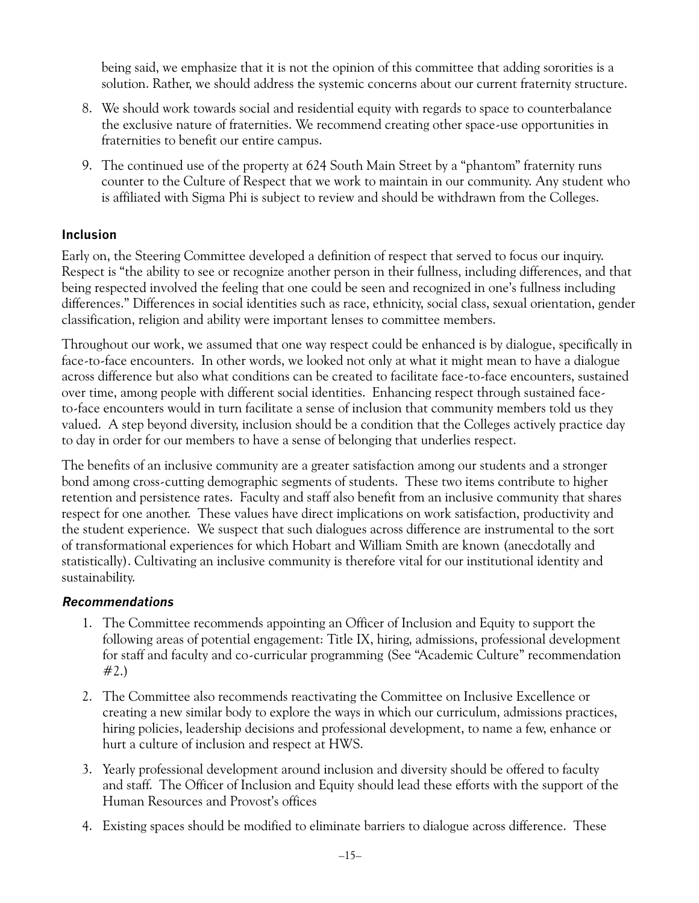being said, we emphasize that it is not the opinion of this committee that adding sororities is a solution. Rather, we should address the systemic concerns about our current fraternity structure.

8. We should work towards social and residential equity with regards to space to counterbalance the exclusive nature of fraternities. We recommend creating other space-use opportunities in fraternities to benefit our entire campus.
9. The continued use of the property at 624 South Main Street by a "phantom" fraternity runs counter to the Culture of Respect that we work to maintain in our community. Any student who is affiliated with Sigma Phi is subject to review and should be withdrawn from the Colleges.

### Inclusion

Early on, the Steering Committee developed a definition of respect that served to focus our inquiry. Respect is "the ability to see or recognize another person in their fullness, including differences, and that being respected involved the feeling that one could be seen and recognized in one's fullness including differences." Differences in social identities such as race, ethnicity, social class, sexual orientation, gender classification, religion and ability were important lenses to committee members.

Throughout our work, we assumed that one way respect could be enhanced is by dialogue, specifically in face-to-face encounters. In other words, we looked not only at what it might mean to have a dialogue across difference but also what conditions can be created to facilitate face-to-face encounters, sustained over time, among people with different social identities. Enhancing respect through sustained face-to-face encounters would in turn facilitate a sense of inclusion that community members told us they valued. A step beyond diversity, inclusion should be a condition that the Colleges actively practice day to day in order for our members to have a sense of belonging that underlies respect.

The benefits of an inclusive community are a greater satisfaction among our students and a stronger bond among cross-cutting demographic segments of students. These two items contribute to higher retention and persistence rates. Faculty and staff also benefit from an inclusive community that shares respect for one another. These values have direct implications on work satisfaction, productivity and the student experience. We suspect that such dialogues across difference are instrumental to the sort of transformational experiences for which Hobart and William Smith are known (anecdotally and statistically). Cultivating an inclusive community is therefore vital for our institutional identity and sustainability.

#### *Recommendations*

1. The Committee recommends appointing an Officer of Inclusion and Equity to support the following areas of potential engagement: Title IX, hiring, admissions, professional development for staff and faculty and co-curricular programming (See "Academic Culture" recommendation #2.)
2. The Committee also recommends reactivating the Committee on Inclusive Excellence or creating a new similar body to explore the ways in which our curriculum, admissions practices, hiring policies, leadership decisions and professional development, to name a few, enhance or hurt a culture of inclusion and respect at HWS.
3. Yearly professional development around inclusion and diversity should be offered to faculty and staff. The Officer of Inclusion and Equity should lead these efforts with the support of the Human Resources and Provost's offices
4. Existing spaces should be modified to eliminate barriers to dialogue across difference. These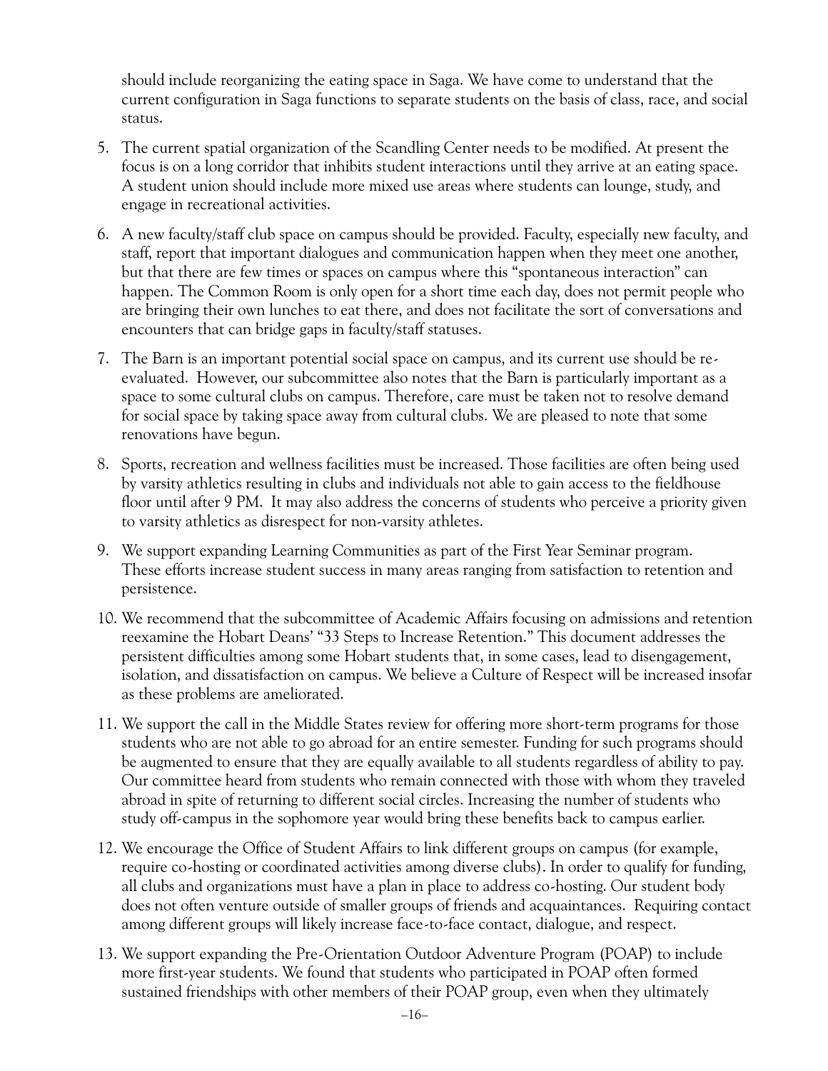should include reorganizing the eating space in Saga. We have come to understand that the current configuration in Saga functions to separate students on the basis of class, race, and social status.

5. The current spatial organization of the Scandling Center needs to be modified. At present the focus is on a long corridor that inhibits student interactions until they arrive at an eating space. A student union should include more mixed use areas where students can lounge, study, and engage in recreational activities.

6. A new faculty/staff club space on campus should be provided. Faculty, especially new faculty, and staff, report that important dialogues and communication happen when they meet one another, but that there are few times or spaces on campus where this "spontaneous interaction" can happen. The Common Room is only open for a short time each day, does not permit people who are bringing their own lunches to eat there, and does not facilitate the sort of conversations and encounters that can bridge gaps in faculty/staff statuses.

7. The Barn is an important potential social space on campus, and its current use should be re-evaluated. However, our subcommittee also notes that the Barn is particularly important as a space to some cultural clubs on campus. Therefore, care must be taken not to resolve demand for social space by taking space away from cultural clubs. We are pleased to note that some renovations have begun.

8. Sports, recreation and wellness facilities must be increased. Those facilities are often being used by varsity athletics resulting in clubs and individuals not able to gain access to the fieldhouse floor until after 9 PM. It may also address the concerns of students who perceive a priority given to varsity athletics as disrespect for non-varsity athletes.

9. We support expanding Learning Communities as part of the First Year Seminar program. These efforts increase student success in many areas ranging from satisfaction to retention and persistence.

10. We recommend that the subcommittee of Academic Affairs focusing on admissions and retention reexamine the Hobart Deans' "33 Steps to Increase Retention." This document addresses the persistent difficulties among some Hobart students that, in some cases, lead to disengagement, isolation, and dissatisfaction on campus. We believe a Culture of Respect will be increased insofar as these problems are ameliorated.

11. We support the call in the Middle States review for offering more short-term programs for those students who are not able to go abroad for an entire semester. Funding for such programs should be augmented to ensure that they are equally available to all students regardless of ability to pay. Our committee heard from students who remain connected with those with whom they traveled abroad in spite of returning to different social circles. Increasing the number of students who study off-campus in the sophomore year would bring these benefits back to campus earlier.

12. We encourage the Office of Student Affairs to link different groups on campus (for example, require co-hosting or coordinated activities among diverse clubs). In order to qualify for funding, all clubs and organizations must have a plan in place to address co-hosting. Our student body does not often venture outside of smaller groups of friends and acquaintances. Requiring contact among different groups will likely increase face-to-face contact, dialogue, and respect.

13. We support expanding the Pre-Orientation Outdoor Adventure Program (POAP) to include more first-year students. We found that students who participated in POAP often formed sustained friendships with other members of their POAP group, even when they ultimately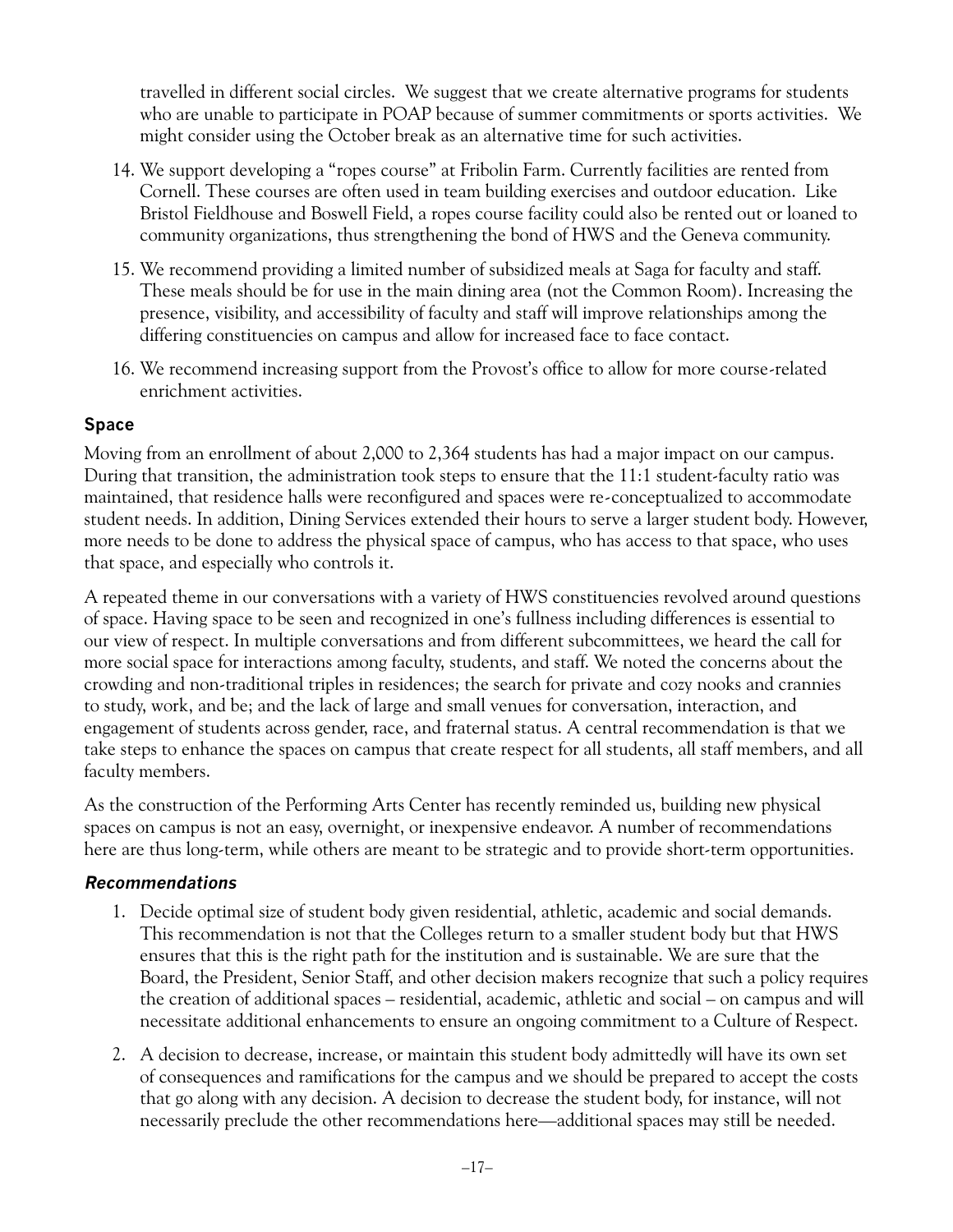travelled in different social circles. We suggest that we create alternative programs for students who are unable to participate in POAP because of summer commitments or sports activities. We might consider using the October break as an alternative time for such activities.

14. We support developing a "ropes course" at Fribolin Farm. Currently facilities are rented from Cornell. These courses are often used in team building exercises and outdoor education. Like Bristol Fieldhouse and Boswell Field, a ropes course facility could also be rented out or loaned to community organizations, thus strengthening the bond of HWS and the Geneva community.
15. We recommend providing a limited number of subsidized meals at Saga for faculty and staff. These meals should be for use in the main dining area (not the Common Room). Increasing the presence, visibility, and accessibility of faculty and staff will improve relationships among the differing constituencies on campus and allow for increased face to face contact.
16. We recommend increasing support from the Provost's office to allow for more course-related enrichment activities.

## Space

Moving from an enrollment of about 2,000 to 2,364 students has had a major impact on our campus. During that transition, the administration took steps to ensure that the 11:1 student-faculty ratio was maintained, that residence halls were reconfigured and spaces were re-conceptualized to accommodate student needs. In addition, Dining Services extended their hours to serve a larger student body. However, more needs to be done to address the physical space of campus, who has access to that space, who uses that space, and especially who controls it.

A repeated theme in our conversations with a variety of HWS constituencies revolved around questions of space. Having space to be seen and recognized in one's fullness including differences is essential to our view of respect. In multiple conversations and from different subcommittees, we heard the call for more social space for interactions among faculty, students, and staff. We noted the concerns about the crowding and non-traditional triples in residences; the search for private and cozy nooks and crannies to study, work, and be; and the lack of large and small venues for conversation, interaction, and engagement of students across gender, race, and fraternal status. A central recommendation is that we take steps to enhance the spaces on campus that create respect for all students, all staff members, and all faculty members.

As the construction of the Performing Arts Center has recently reminded us, building new physical spaces on campus is not an easy, overnight, or inexpensive endeavor. A number of recommendations here are thus long-term, while others are meant to be strategic and to provide short-term opportunities.

### *Recommendations*

1. Decide optimal size of student body given residential, athletic, academic and social demands. This recommendation is not that the Colleges return to a smaller student body but that HWS ensures that this is the right path for the institution and is sustainable. We are sure that the Board, the President, Senior Staff, and other decision makers recognize that such a policy requires the creation of additional spaces – residential, academic, athletic and social – on campus and will necessitate additional enhancements to ensure an ongoing commitment to a Culture of Respect.
2. A decision to decrease, increase, or maintain this student body admittedly will have its own set of consequences and ramifications for the campus and we should be prepared to accept the costs that go along with any decision. A decision to decrease the student body, for instance, will not necessarily preclude the other recommendations here—additional spaces may still be needed.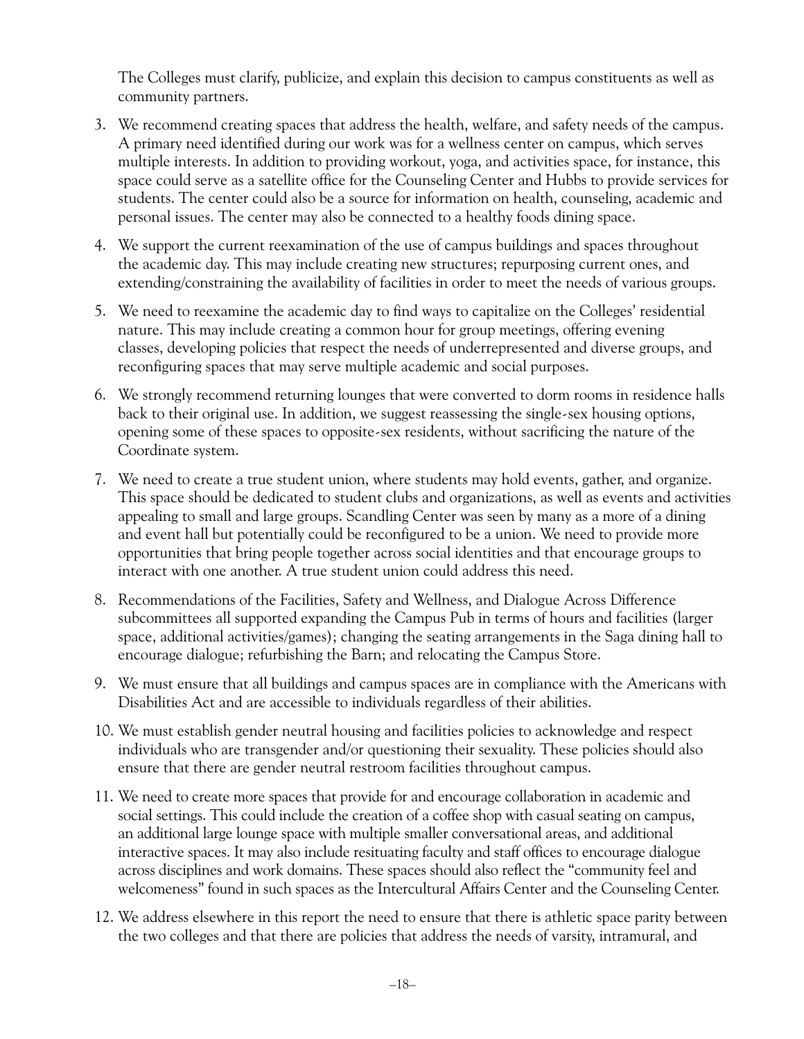The Colleges must clarify, publicize, and explain this decision to campus constituents as well as community partners.

3. We recommend creating spaces that address the health, welfare, and safety needs of the campus. A primary need identified during our work was for a wellness center on campus, which serves multiple interests. In addition to providing workout, yoga, and activities space, for instance, this space could serve as a satellite office for the Counseling Center and Hubbs to provide services for students. The center could also be a source for information on health, counseling, academic and personal issues. The center may also be connected to a healthy foods dining space.
4. We support the current reexamination of the use of campus buildings and spaces throughout the academic day. This may include creating new structures; repurposing current ones, and extending/constraining the availability of facilities in order to meet the needs of various groups.
5. We need to reexamine the academic day to find ways to capitalize on the Colleges' residential nature. This may include creating a common hour for group meetings, offering evening classes, developing policies that respect the needs of underrepresented and diverse groups, and reconfiguring spaces that may serve multiple academic and social purposes.
6. We strongly recommend returning lounges that were converted to dorm rooms in residence halls back to their original use. In addition, we suggest reassessing the single-sex housing options, opening some of these spaces to opposite-sex residents, without sacrificing the nature of the Coordinate system.
7. We need to create a true student union, where students may hold events, gather, and organize. This space should be dedicated to student clubs and organizations, as well as events and activities appealing to small and large groups. Scandling Center was seen by many as a more of a dining and event hall but potentially could be reconfigured to be a union. We need to provide more opportunities that bring people together across social identities and that encourage groups to interact with one another. A true student union could address this need.
8. Recommendations of the Facilities, Safety and Wellness, and Dialogue Across Difference subcommittees all supported expanding the Campus Pub in terms of hours and facilities (larger space, additional activities/games); changing the seating arrangements in the Saga dining hall to encourage dialogue; refurbishing the Barn; and relocating the Campus Store.
9. We must ensure that all buildings and campus spaces are in compliance with the Americans with Disabilities Act and are accessible to individuals regardless of their abilities.
10. We must establish gender neutral housing and facilities policies to acknowledge and respect individuals who are transgender and/or questioning their sexuality. These policies should also ensure that there are gender neutral restroom facilities throughout campus.
11. We need to create more spaces that provide for and encourage collaboration in academic and social settings. This could include the creation of a coffee shop with casual seating on campus, an additional large lounge space with multiple smaller conversational areas, and additional interactive spaces. It may also include resituating faculty and staff offices to encourage dialogue across disciplines and work domains. These spaces should also reflect the "community feel and welcomeness" found in such spaces as the Intercultural Affairs Center and the Counseling Center.
12. We address elsewhere in this report the need to ensure that there is athletic space parity between the two colleges and that there are policies that address the needs of varsity, intramural, and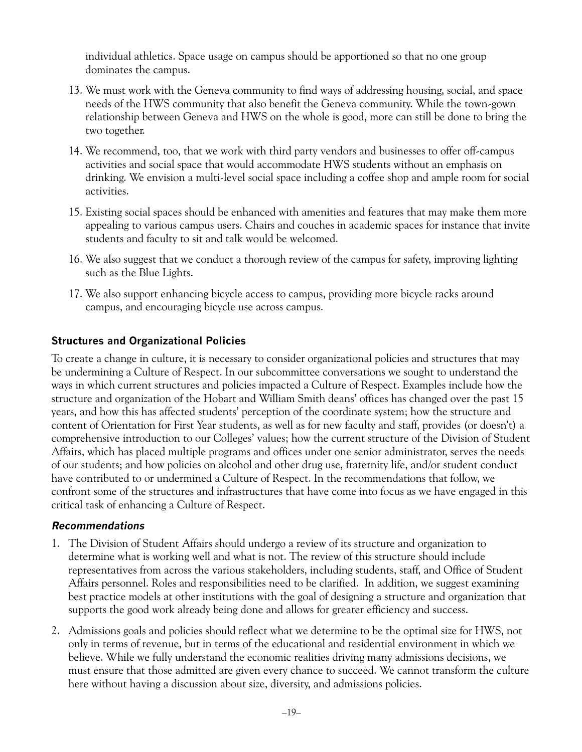individual athletics. Space usage on campus should be apportioned so that no one group dominates the campus.

13. We must work with the Geneva community to find ways of addressing housing, social, and space needs of the HWS community that also benefit the Geneva community. While the town-gown relationship between Geneva and HWS on the whole is good, more can still be done to bring the two together.
14. We recommend, too, that we work with third party vendors and businesses to offer off-campus activities and social space that would accommodate HWS students without an emphasis on drinking. We envision a multi-level social space including a coffee shop and ample room for social activities.
15. Existing social spaces should be enhanced with amenities and features that may make them more appealing to various campus users. Chairs and couches in academic spaces for instance that invite students and faculty to sit and talk would be welcomed.
16. We also suggest that we conduct a thorough review of the campus for safety, improving lighting such as the Blue Lights.
17. We also support enhancing bicycle access to campus, providing more bicycle racks around campus, and encouraging bicycle use across campus.

### Structures and Organizational Policies

To create a change in culture, it is necessary to consider organizational policies and structures that may be undermining a Culture of Respect. In our subcommittee conversations we sought to understand the ways in which current structures and policies impacted a Culture of Respect. Examples include how the structure and organization of the Hobart and William Smith deans' offices has changed over the past 15 years, and how this has affected students' perception of the coordinate system; how the structure and content of Orientation for First Year students, as well as for new faculty and staff, provides (or doesn't) a comprehensive introduction to our Colleges' values; how the current structure of the Division of Student Affairs, which has placed multiple programs and offices under one senior administrator, serves the needs of our students; and how policies on alcohol and other drug use, fraternity life, and/or student conduct have contributed to or undermined a Culture of Respect. In the recommendations that follow, we confront some of the structures and infrastructures that have come into focus as we have engaged in this critical task of enhancing a Culture of Respect.

#### *Recommendations*

1. The Division of Student Affairs should undergo a review of its structure and organization to determine what is working well and what is not. The review of this structure should include representatives from across the various stakeholders, including students, staff, and Office of Student Affairs personnel. Roles and responsibilities need to be clarified. In addition, we suggest examining best practice models at other institutions with the goal of designing a structure and organization that supports the good work already being done and allows for greater efficiency and success.
2. Admissions goals and policies should reflect what we determine to be the optimal size for HWS, not only in terms of revenue, but in terms of the educational and residential environment in which we believe. While we fully understand the economic realities driving many admissions decisions, we must ensure that those admitted are given every chance to succeed. We cannot transform the culture here without having a discussion about size, diversity, and admissions policies.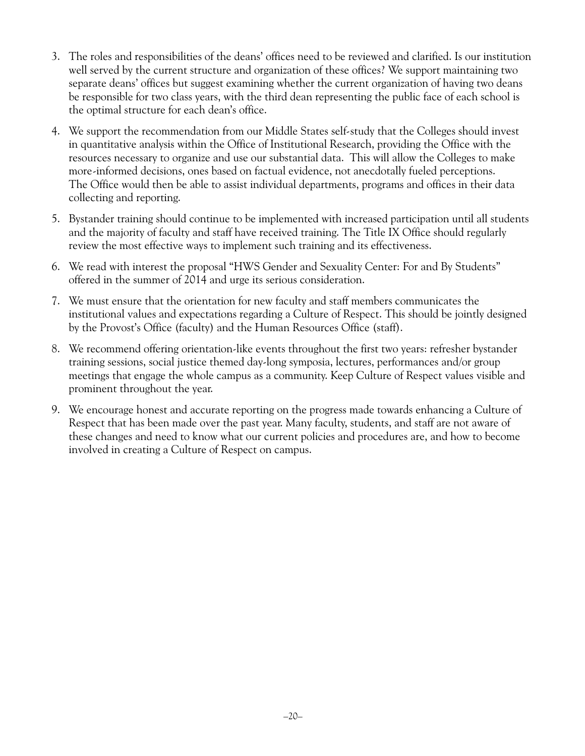3. The roles and responsibilities of the deans' offices need to be reviewed and clarified. Is our institution well served by the current structure and organization of these offices? We support maintaining two separate deans' offices but suggest examining whether the current organization of having two deans be responsible for two class years, with the third dean representing the public face of each school is the optimal structure for each dean's office.

4. We support the recommendation from our Middle States self-study that the Colleges should invest in quantitative analysis within the Office of Institutional Research, providing the Office with the resources necessary to organize and use our substantial data. This will allow the Colleges to make more-informed decisions, ones based on factual evidence, not anecdotally fueled perceptions. The Office would then be able to assist individual departments, programs and offices in their data collecting and reporting.

5. Bystander training should continue to be implemented with increased participation until all students and the majority of faculty and staff have received training. The Title IX Office should regularly review the most effective ways to implement such training and its effectiveness.

6. We read with interest the proposal "HWS Gender and Sexuality Center: For and By Students" offered in the summer of 2014 and urge its serious consideration.

7. We must ensure that the orientation for new faculty and staff members communicates the institutional values and expectations regarding a Culture of Respect. This should be jointly designed by the Provost's Office (faculty) and the Human Resources Office (staff).

8. We recommend offering orientation-like events throughout the first two years: refresher bystander training sessions, social justice themed day-long symposia, lectures, performances and/or group meetings that engage the whole campus as a community. Keep Culture of Respect values visible and prominent throughout the year.

9. We encourage honest and accurate reporting on the progress made towards enhancing a Culture of Respect that has been made over the past year. Many faculty, students, and staff are not aware of these changes and need to know what our current policies and procedures are, and how to become involved in creating a Culture of Respect on campus.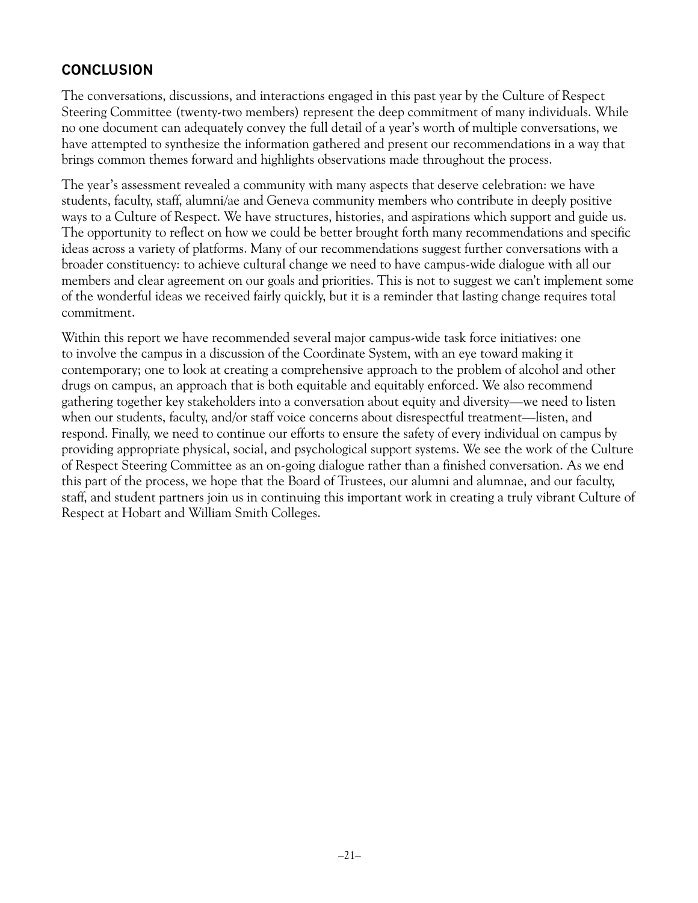## CONCLUSION

The conversations, discussions, and interactions engaged in this past year by the Culture of Respect Steering Committee (twenty-two members) represent the deep commitment of many individuals. While no one document can adequately convey the full detail of a year's worth of multiple conversations, we have attempted to synthesize the information gathered and present our recommendations in a way that brings common themes forward and highlights observations made throughout the process.

The year's assessment revealed a community with many aspects that deserve celebration: we have students, faculty, staff, alumni/ae and Geneva community members who contribute in deeply positive ways to a Culture of Respect. We have structures, histories, and aspirations which support and guide us. The opportunity to reflect on how we could be better brought forth many recommendations and specific ideas across a variety of platforms. Many of our recommendations suggest further conversations with a broader constituency: to achieve cultural change we need to have campus-wide dialogue with all our members and clear agreement on our goals and priorities. This is not to suggest we can't implement some of the wonderful ideas we received fairly quickly, but it is a reminder that lasting change requires total commitment.

Within this report we have recommended several major campus-wide task force initiatives: one to involve the campus in a discussion of the Coordinate System, with an eye toward making it contemporary; one to look at creating a comprehensive approach to the problem of alcohol and other drugs on campus, an approach that is both equitable and equitably enforced. We also recommend gathering together key stakeholders into a conversation about equity and diversity—we need to listen when our students, faculty, and/or staff voice concerns about disrespectful treatment—listen, and respond. Finally, we need to continue our efforts to ensure the safety of every individual on campus by providing appropriate physical, social, and psychological support systems. We see the work of the Culture of Respect Steering Committee as an on-going dialogue rather than a finished conversation. As we end this part of the process, we hope that the Board of Trustees, our alumni and alumnae, and our faculty, staff, and student partners join us in continuing this important work in creating a truly vibrant Culture of Respect at Hobart and William Smith Colleges.